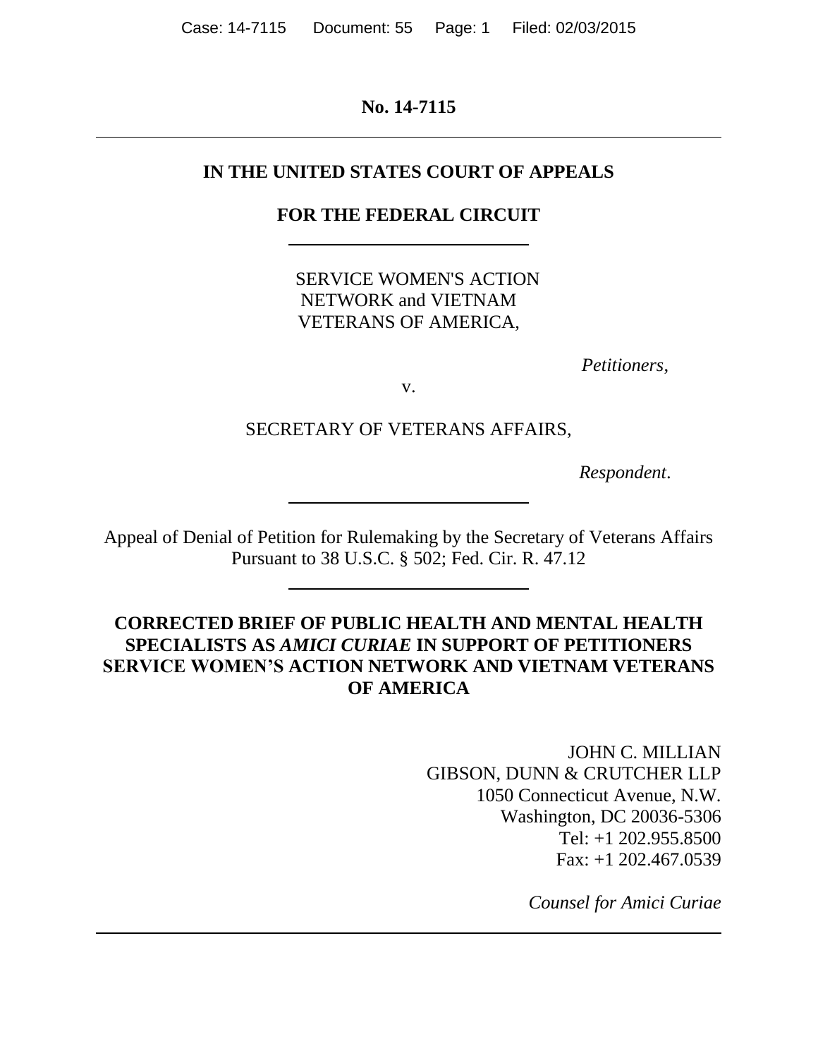**No. 14-7115**

---

**IN THE UNITED STATES COURT OF APPEALS**

**FOR THE FEDERAL CIRCUIT**

---

SERVICE WOMEN'S ACTION NETWORK and VIETNAM VETERANS OF AMERICA,

*Petitioners*,

v.

SECRETARY OF VETERANS AFFAIRS,

*Respondent*.

---

Appeal of Denial of Petition for Rulemaking by the Secretary of Veterans Affairs Pursuant to 38 U.S.C. § 502; Fed. Cir. R. 47.12

---

**CORRECTED BRIEF OF PUBLIC HEALTH AND MENTAL HEALTH SPECIALISTS AS *AMICI CURIAE* IN SUPPORT OF PETITIONERS SERVICE WOMEN'S ACTION NETWORK AND VIETNAM VETERANS OF AMERICA**

JOHN C. MILLIAN
GIBSON, DUNN & CRUTCHER LLP
1050 Connecticut Avenue, N.W.
Washington, DC 20036-5306
Tel: +1 202.955.8500
Fax: +1 202.467.0539

*Counsel for Amici Curiae*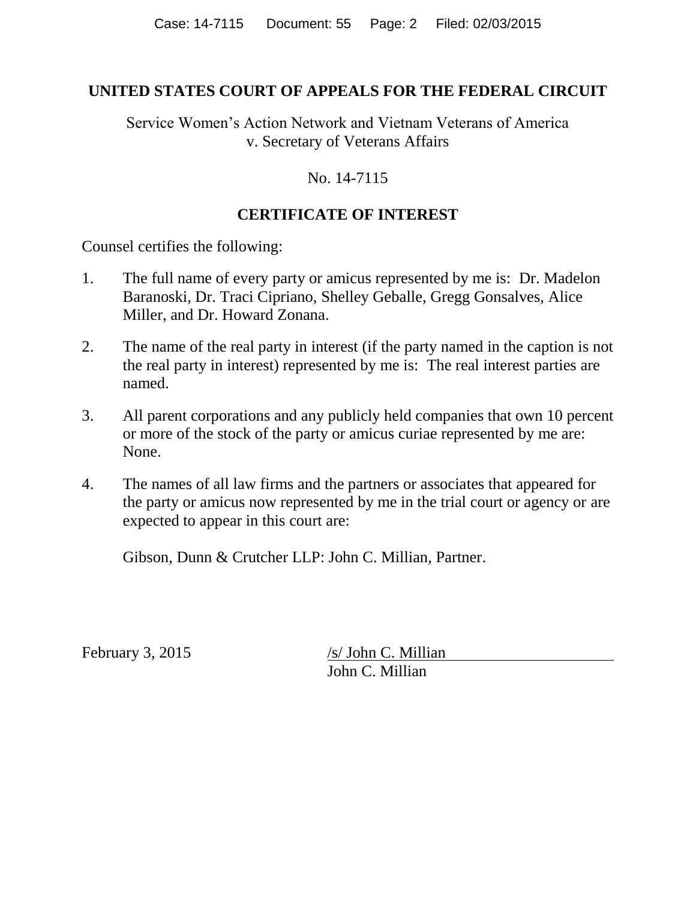**UNITED STATES COURT OF APPEALS FOR THE FEDERAL CIRCUIT**

Service Women's Action Network and Vietnam Veterans of America
v. Secretary of Veterans Affairs

No. 14-7115

**CERTIFICATE OF INTEREST**

Counsel certifies the following:

1. The full name of every party or amicus represented by me is: Dr. Madelon Baranoski, Dr. Traci Cipriano, Shelley Geballe, Gregg Gonsalves, Alice Miller, and Dr. Howard Zonana.

2. The name of the real party in interest (if the party named in the caption is not the real party in interest) represented by me is: The real interest parties are named.

3. All parent corporations and any publicly held companies that own 10 percent or more of the stock of the party or amicus curiae represented by me are: None.

4. The names of all law firms and the partners or associates that appeared for the party or amicus now represented by me in the trial court or agency or are expected to appear in this court are:

   Gibson, Dunn & Crutcher LLP: John C. Millian, Partner.

February 3, 2015

/s/ John C. Millian
John C. Millian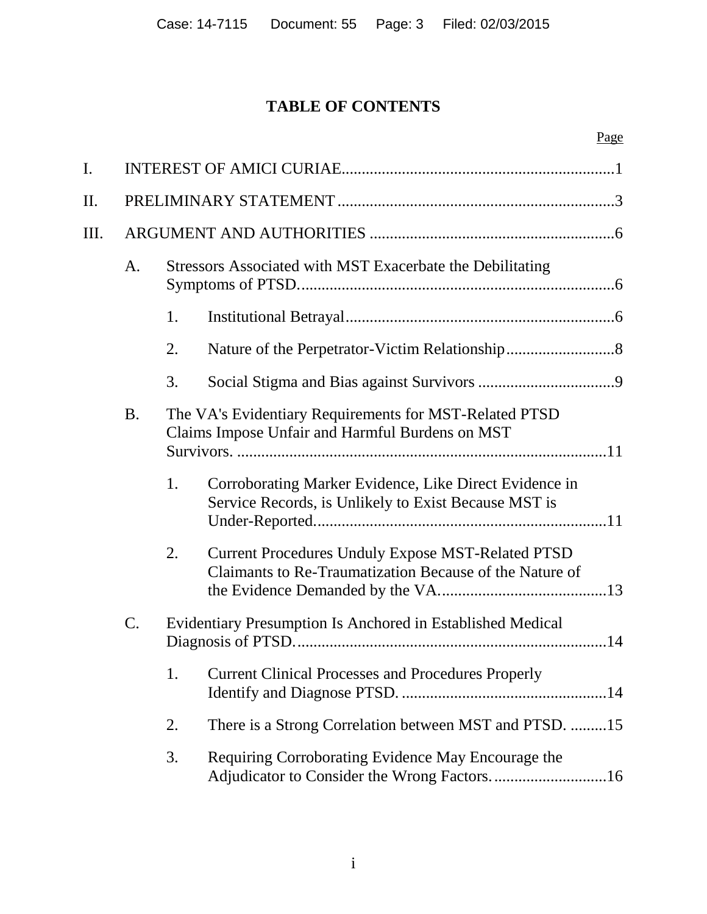# TABLE OF CONTENTS

Page

I. INTEREST OF AMICI CURIAE....................................................................1

II. PRELIMINARY STATEMENT.....................................................................3

III. ARGUMENT AND AUTHORITIES .............................................................6

- A. Stressors Associated with MST Exacerbate the Debilitating Symptoms of PTSD...............................................................................6
  - 1. Institutional Betrayal...................................................................6
  - 2. Nature of the Perpetrator-Victim Relationship...........................8
  - 3. Social Stigma and Bias against Survivors ..................................9
- B. The VA's Evidentiary Requirements for MST-Related PTSD Claims Impose Unfair and Harmful Burdens on MST Survivors. ............................................................................................11
  - 1. Corroborating Marker Evidence, Like Direct Evidence in Service Records, is Unlikely to Exist Because MST is Under-Reported.........................................................................11
  - 2. Current Procedures Unduly Expose MST-Related PTSD Claimants to Re-Traumatization Because of the Nature of the Evidence Demanded by the VA..........................................13
- C. Evidentiary Presumption Is Anchored in Established Medical Diagnosis of PTSD..............................................................................14
  - 1. Current Clinical Processes and Procedures Properly Identify and Diagnose PTSD. ...................................................14
  - 2. There is a Strong Correlation between MST and PTSD. .........15
  - 3. Requiring Corroborating Evidence May Encourage the Adjudicator to Consider the Wrong Factors.............................16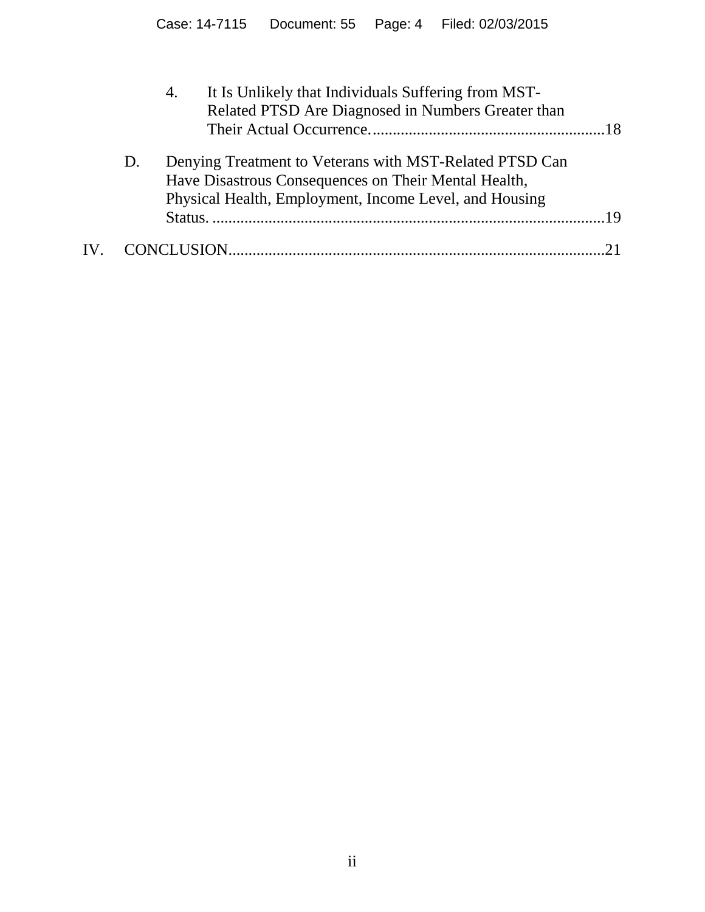4. It Is Unlikely that Individuals Suffering from MST-Related PTSD Are Diagnosed in Numbers Greater than Their Actual Occurrence. ..........................................................18

D. Denying Treatment to Veterans with MST-Related PTSD Can Have Disastrous Consequences on Their Mental Health, Physical Health, Employment, Income Level, and Housing Status. ..................................................................................................19

IV. CONCLUSION.............................................................................................21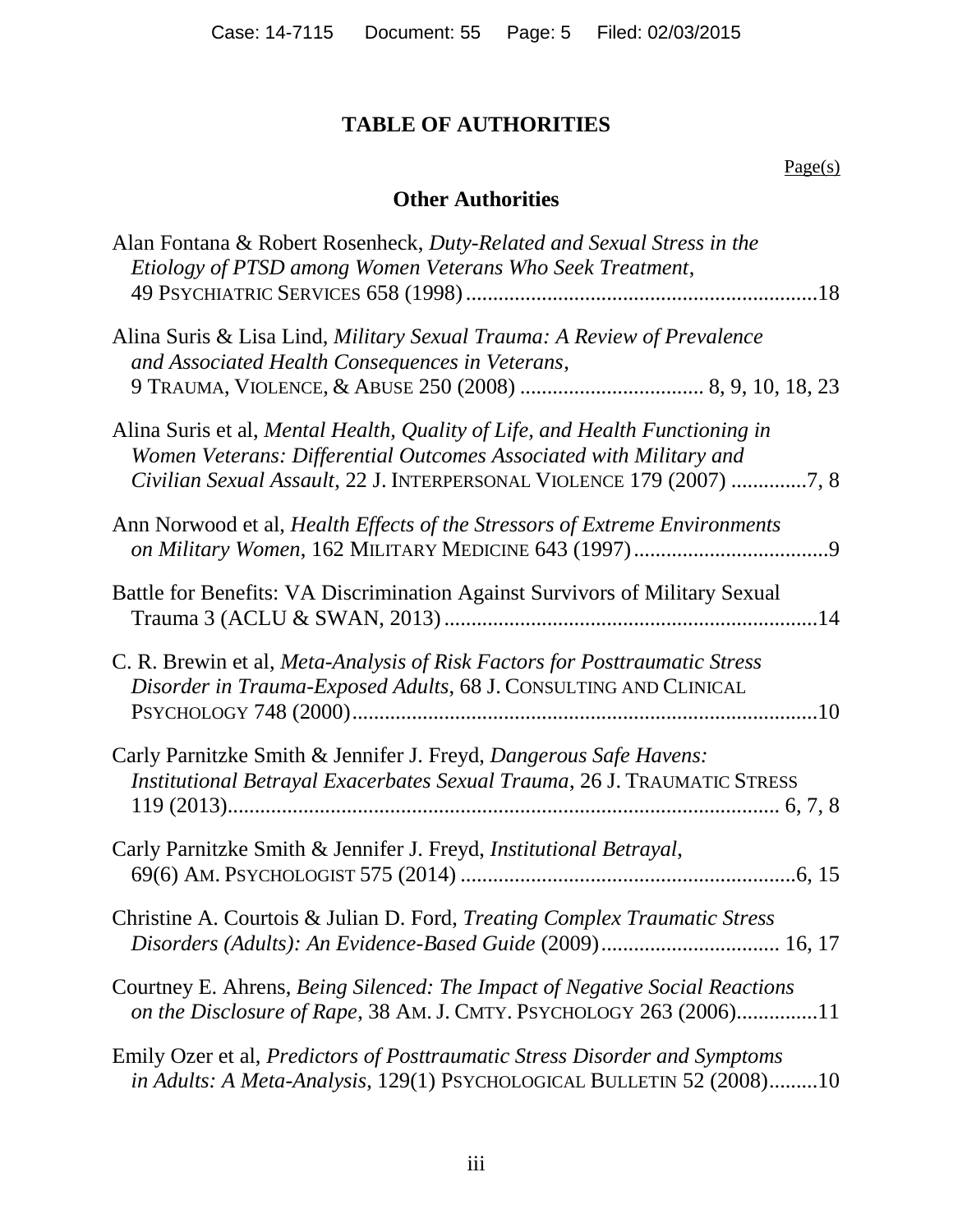## TABLE OF AUTHORITIES

Page(s)

### Other Authorities

Alan Fontana & Robert Rosenheck, *Duty-Related and Sexual Stress in the Etiology of PTSD among Women Veterans Who Seek Treatment*, 49 PSYCHIATRIC SERVICES 658 (1998) ................................................................18

Alina Suris & Lisa Lind, *Military Sexual Trauma: A Review of Prevalence and Associated Health Consequences in Veterans*, 9 TRAUMA, VIOLENCE, & ABUSE 250 (2008) .................................. 8, 9, 10, 18, 23

Alina Suris et al, *Mental Health, Quality of Life, and Health Functioning in Women Veterans: Differential Outcomes Associated with Military and Civilian Sexual Assault*, 22 J. INTERPERSONAL VIOLENCE 179 (2007) .............7, 8

Ann Norwood et al, *Health Effects of the Stressors of Extreme Environments on Military Women*, 162 MILITARY MEDICINE 643 (1997)....................................9

Battle for Benefits: VA Discrimination Against Survivors of Military Sexual Trauma 3 (ACLU & SWAN, 2013) ....................................................................14

C. R. Brewin et al, *Meta-Analysis of Risk Factors for Posttraumatic Stress Disorder in Trauma-Exposed Adults*, 68 J. CONSULTING AND CLINICAL PSYCHOLOGY 748 (2000).....................................................................................10

Carly Parnitzke Smith & Jennifer J. Freyd, *Dangerous Safe Havens: Institutional Betrayal Exacerbates Sexual Trauma*, 26 J. TRAUMATIC STRESS 119 (2013).................................................................................................... 6, 7, 8

Carly Parnitzke Smith & Jennifer J. Freyd, *Institutional Betrayal*, 69(6) AM. PSYCHOLOGIST 575 (2014) .............................................................6, 15

Christine A. Courtois & Julian D. Ford, *Treating Complex Traumatic Stress Disorders (Adults): An Evidence-Based Guide* (2009)................................ 16, 17

Courtney E. Ahrens, *Being Silenced: The Impact of Negative Social Reactions on the Disclosure of Rape*, 38 AM. J. CMTY. PSYCHOLOGY 263 (2006)..............11

Emily Ozer et al, *Predictors of Posttraumatic Stress Disorder and Symptoms in Adults: A Meta-Analysis*, 129(1) PSYCHOLOGICAL BULLETIN 52 (2008).........10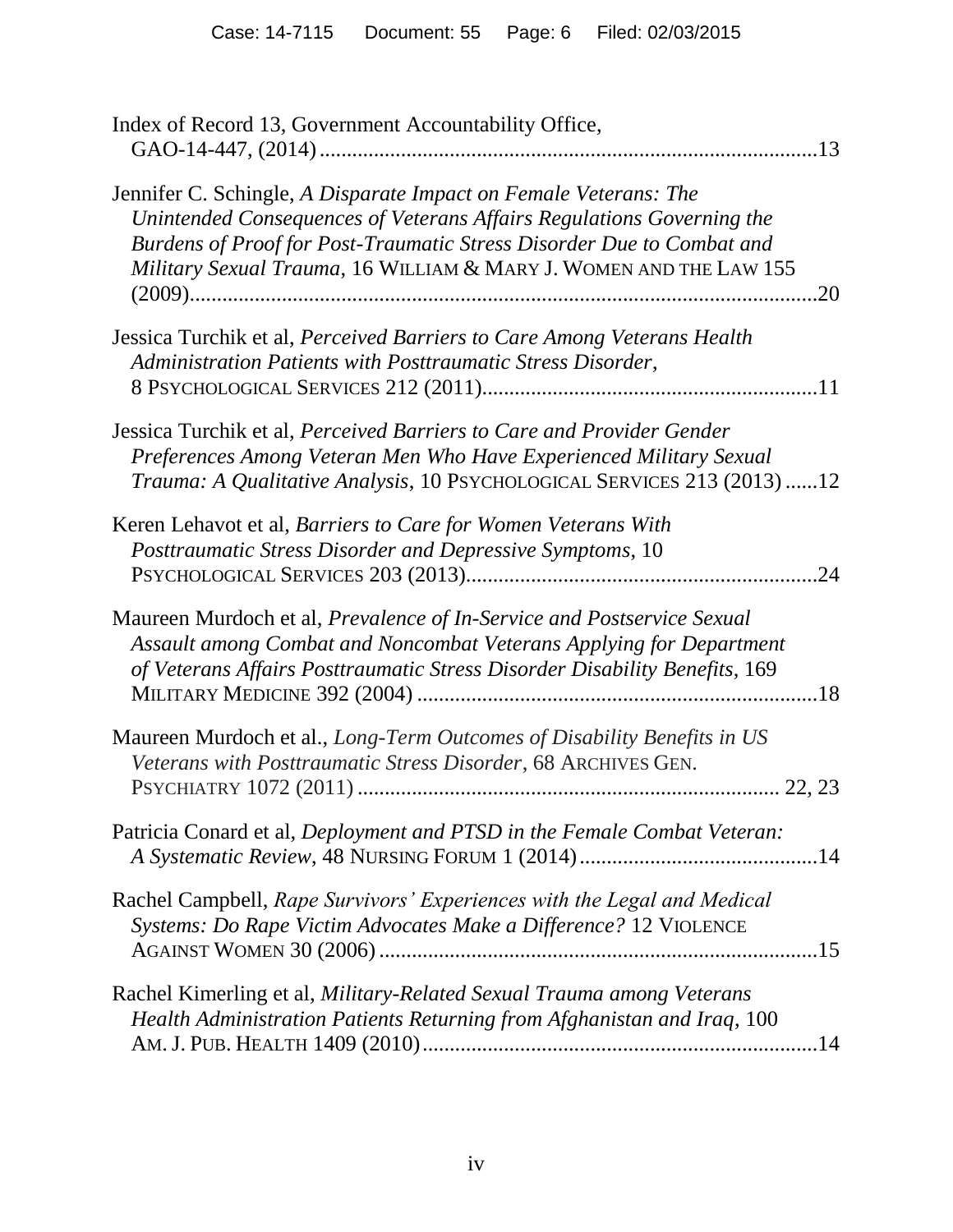Index of Record 13, Government Accountability Office, GAO-14-447, (2014) ........................................................................................13

Jennifer C. Schingle, *A Disparate Impact on Female Veterans: The Unintended Consequences of Veterans Affairs Regulations Governing the Burdens of Proof for Post-Traumatic Stress Disorder Due to Combat and Military Sexual Trauma*, 16 WILLIAM & MARY J. WOMEN AND THE LAW 155 (2009)..................................................................................................................20

Jessica Turchik et al, *Perceived Barriers to Care Among Veterans Health Administration Patients with Posttraumatic Stress Disorder*, 8 PSYCHOLOGICAL SERVICES 212 (2011).............................................................11

Jessica Turchik et al, *Perceived Barriers to Care and Provider Gender Preferences Among Veteran Men Who Have Experienced Military Sexual Trauma: A Qualitative Analysis*, 10 PSYCHOLOGICAL SERVICES 213 (2013) ......12

Keren Lehavot et al, *Barriers to Care for Women Veterans With Posttraumatic Stress Disorder and Depressive Symptoms*, 10 PSYCHOLOGICAL SERVICES 203 (2013)................................................................24

Maureen Murdoch et al, *Prevalence of In-Service and Postservice Sexual Assault among Combat and Noncombat Veterans Applying for Department of Veterans Affairs Posttraumatic Stress Disorder Disability Benefits*, 169 MILITARY MEDICINE 392 (2004) .........................................................................18

Maureen Murdoch et al., *Long-Term Outcomes of Disability Benefits in US Veterans with Posttraumatic Stress Disorder*, 68 ARCHIVES GEN. PSYCHIATRY 1072 (2011) ............................................................................. 22, 23

Patricia Conard et al, *Deployment and PTSD in the Female Combat Veteran: A Systematic Review*, 48 NURSING FORUM 1 (2014)............................................14

Rachel Campbell, *Rape Survivors' Experiences with the Legal and Medical Systems: Do Rape Victim Advocates Make a Difference?* 12 VIOLENCE AGAINST WOMEN 30 (2006) ................................................................................15

Rachel Kimerling et al, *Military-Related Sexual Trauma among Veterans Health Administration Patients Returning from Afghanistan and Iraq*, 100 AM. J. PUB. HEALTH 1409 (2010)........................................................................14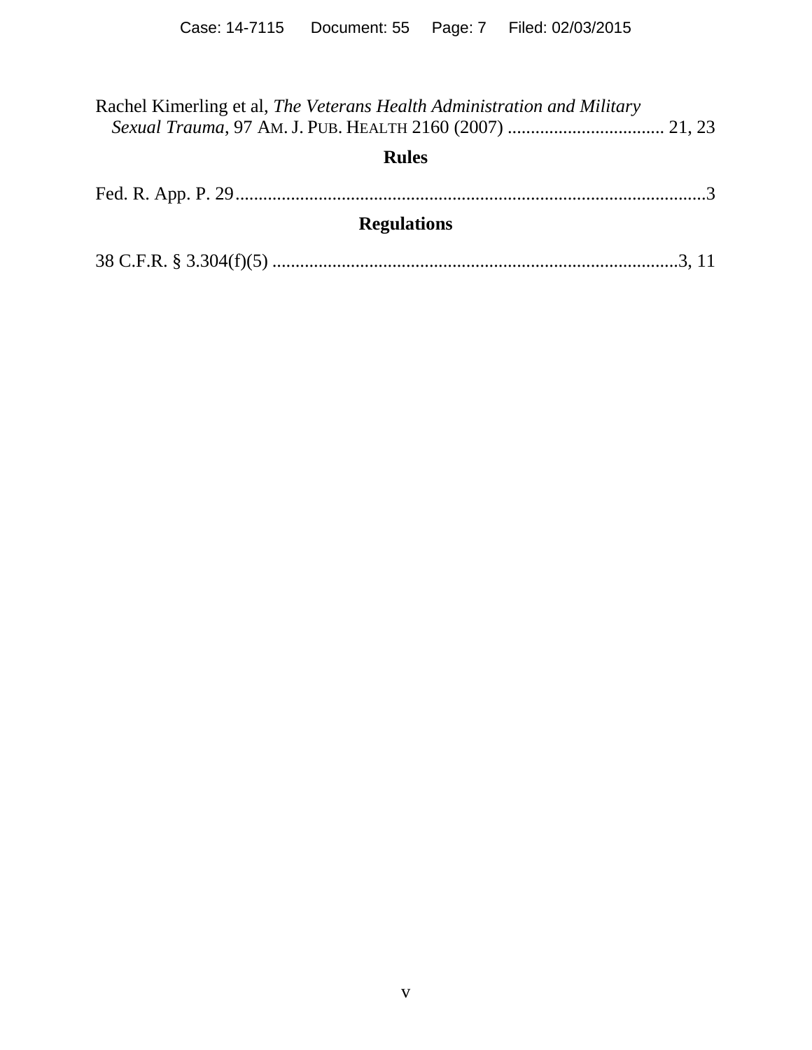Rachel Kimerling et al, *The Veterans Health Administration and Military Sexual Trauma*, 97 AM. J. PUB. HEALTH 2160 (2007) .................................. 21, 23

## Rules

Fed. R. App. P. 29.....................................................................................................3

## Regulations

38 C.F.R. § 3.304(f)(5) .......................................................................................3, 11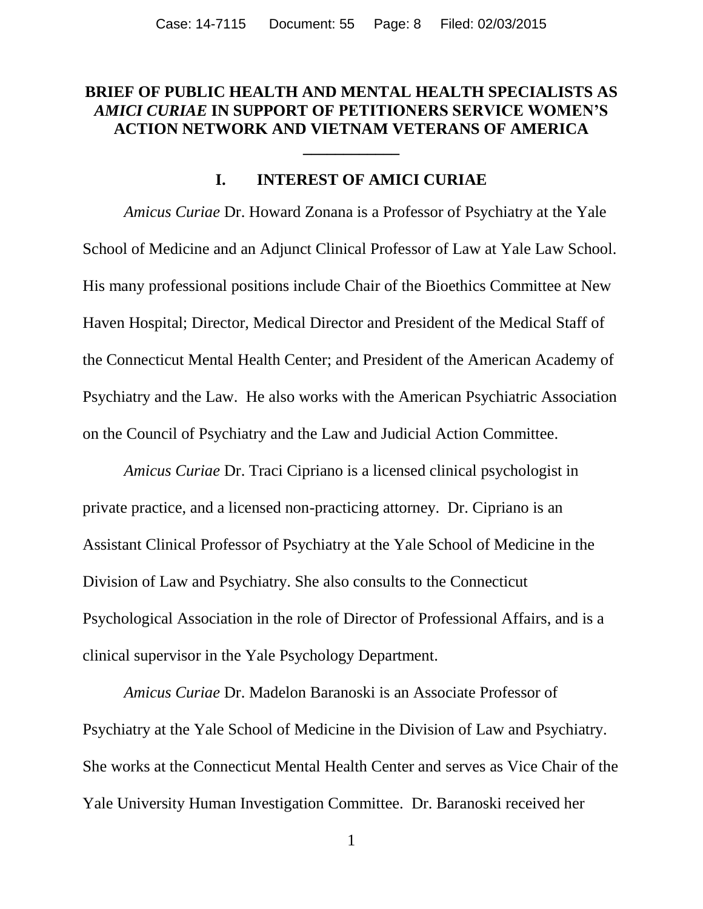**BRIEF OF PUBLIC HEALTH AND MENTAL HEALTH SPECIALISTS AS *AMICI CURIAE* IN SUPPORT OF PETITIONERS SERVICE WOMEN'S ACTION NETWORK AND VIETNAM VETERANS OF AMERICA**

## I. INTEREST OF AMICI CURIAE

*Amicus Curiae* Dr. Howard Zonana is a Professor of Psychiatry at the Yale School of Medicine and an Adjunct Clinical Professor of Law at Yale Law School. His many professional positions include Chair of the Bioethics Committee at New Haven Hospital; Director, Medical Director and President of the Medical Staff of the Connecticut Mental Health Center; and President of the American Academy of Psychiatry and the Law. He also works with the American Psychiatric Association on the Council of Psychiatry and the Law and Judicial Action Committee.

*Amicus Curiae* Dr. Traci Cipriano is a licensed clinical psychologist in private practice, and a licensed non-practicing attorney. Dr. Cipriano is an Assistant Clinical Professor of Psychiatry at the Yale School of Medicine in the Division of Law and Psychiatry. She also consults to the Connecticut Psychological Association in the role of Director of Professional Affairs, and is a clinical supervisor in the Yale Psychology Department.

*Amicus Curiae* Dr. Madelon Baranoski is an Associate Professor of Psychiatry at the Yale School of Medicine in the Division of Law and Psychiatry. She works at the Connecticut Mental Health Center and serves as Vice Chair of the Yale University Human Investigation Committee. Dr. Baranoski received her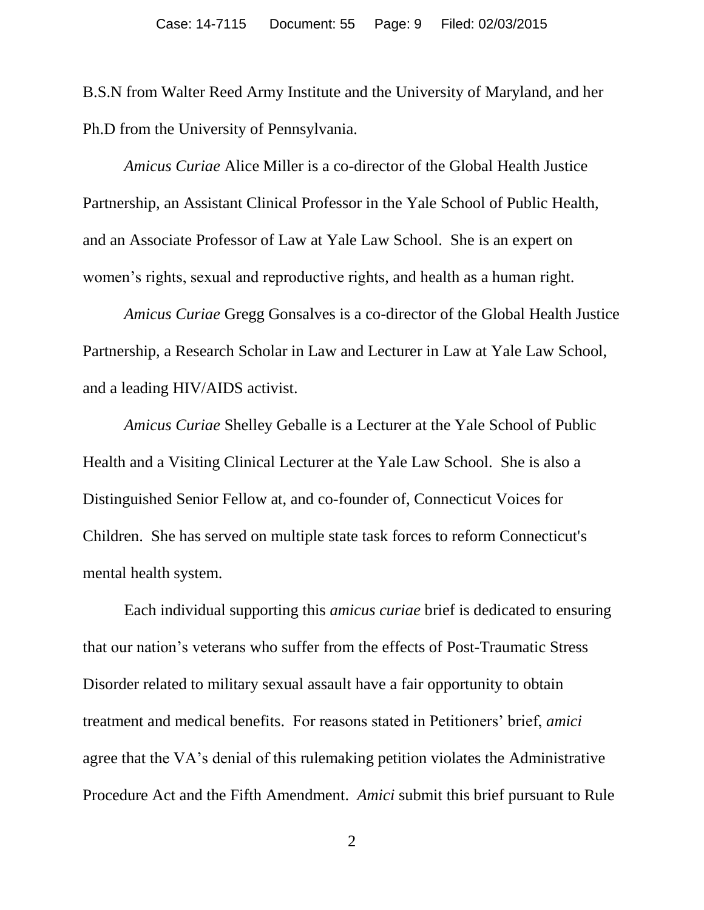B.S.N from Walter Reed Army Institute and the University of Maryland, and her Ph.D from the University of Pennsylvania.

*Amicus Curiae* Alice Miller is a co-director of the Global Health Justice Partnership, an Assistant Clinical Professor in the Yale School of Public Health, and an Associate Professor of Law at Yale Law School. She is an expert on women's rights, sexual and reproductive rights, and health as a human right.

*Amicus Curiae* Gregg Gonsalves is a co-director of the Global Health Justice Partnership, a Research Scholar in Law and Lecturer in Law at Yale Law School, and a leading HIV/AIDS activist.

*Amicus Curiae* Shelley Geballe is a Lecturer at the Yale School of Public Health and a Visiting Clinical Lecturer at the Yale Law School. She is also a Distinguished Senior Fellow at, and co-founder of, Connecticut Voices for Children. She has served on multiple state task forces to reform Connecticut's mental health system.

Each individual supporting this *amicus curiae* brief is dedicated to ensuring that our nation's veterans who suffer from the effects of Post-Traumatic Stress Disorder related to military sexual assault have a fair opportunity to obtain treatment and medical benefits. For reasons stated in Petitioners' brief, *amici* agree that the VA's denial of this rulemaking petition violates the Administrative Procedure Act and the Fifth Amendment. *Amici* submit this brief pursuant to Rule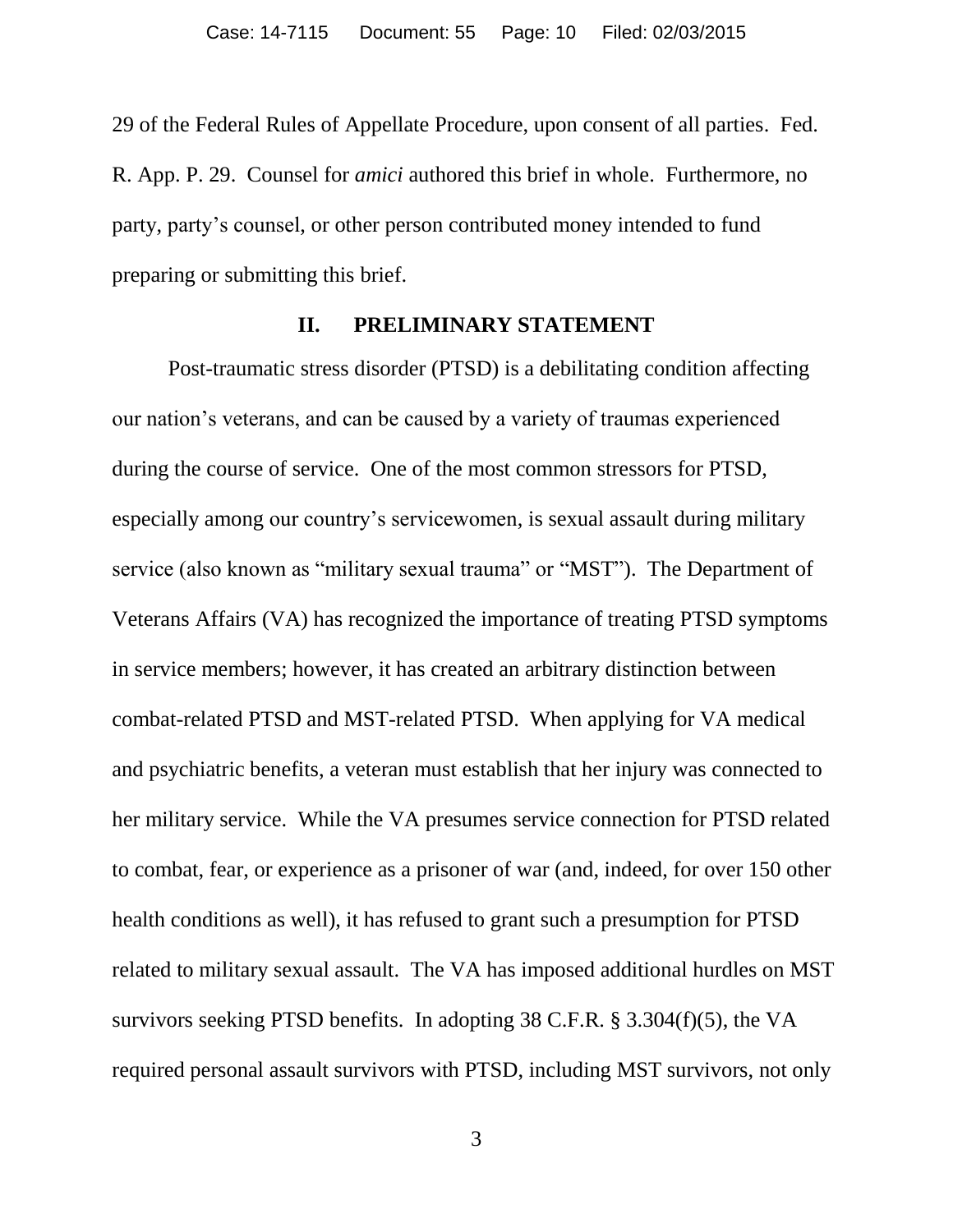29 of the Federal Rules of Appellate Procedure, upon consent of all parties. Fed. R. App. P. 29. Counsel for *amici* authored this brief in whole. Furthermore, no party, party's counsel, or other person contributed money intended to fund preparing or submitting this brief.

## II. PRELIMINARY STATEMENT

Post-traumatic stress disorder (PTSD) is a debilitating condition affecting our nation's veterans, and can be caused by a variety of traumas experienced during the course of service. One of the most common stressors for PTSD, especially among our country's servicewomen, is sexual assault during military service (also known as "military sexual trauma" or "MST"). The Department of Veterans Affairs (VA) has recognized the importance of treating PTSD symptoms in service members; however, it has created an arbitrary distinction between combat-related PTSD and MST-related PTSD. When applying for VA medical and psychiatric benefits, a veteran must establish that her injury was connected to her military service. While the VA presumes service connection for PTSD related to combat, fear, or experience as a prisoner of war (and, indeed, for over 150 other health conditions as well), it has refused to grant such a presumption for PTSD related to military sexual assault. The VA has imposed additional hurdles on MST survivors seeking PTSD benefits. In adopting 38 C.F.R. § 3.304(f)(5), the VA required personal assault survivors with PTSD, including MST survivors, not only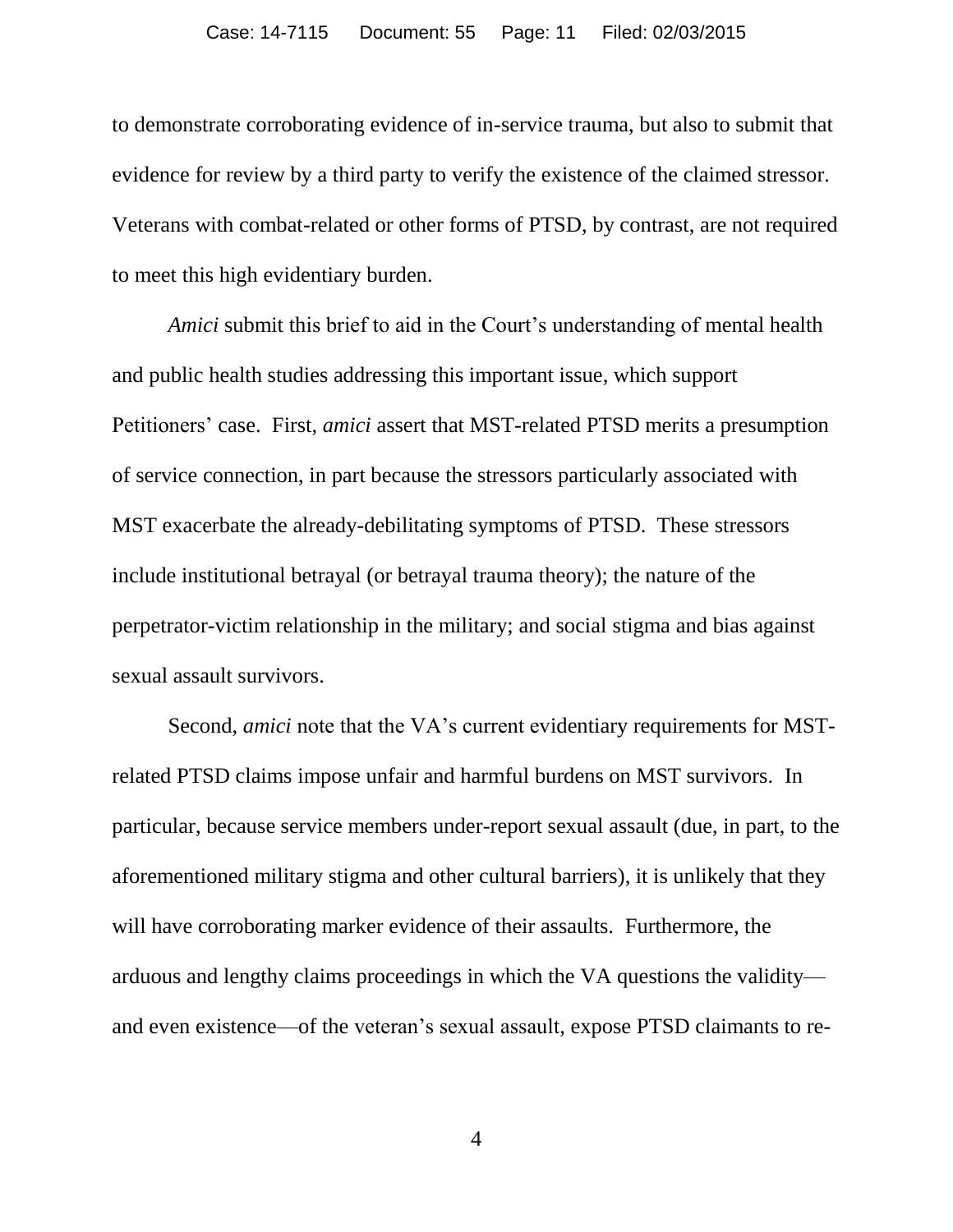to demonstrate corroborating evidence of in-service trauma, but also to submit that evidence for review by a third party to verify the existence of the claimed stressor. Veterans with combat-related or other forms of PTSD, by contrast, are not required to meet this high evidentiary burden.

*Amici* submit this brief to aid in the Court's understanding of mental health and public health studies addressing this important issue, which support Petitioners' case. First, *amici* assert that MST-related PTSD merits a presumption of service connection, in part because the stressors particularly associated with MST exacerbate the already-debilitating symptoms of PTSD. These stressors include institutional betrayal (or betrayal trauma theory); the nature of the perpetrator-victim relationship in the military; and social stigma and bias against sexual assault survivors.

Second, *amici* note that the VA's current evidentiary requirements for MST-related PTSD claims impose unfair and harmful burdens on MST survivors. In particular, because service members under-report sexual assault (due, in part, to the aforementioned military stigma and other cultural barriers), it is unlikely that they will have corroborating marker evidence of their assaults. Furthermore, the arduous and lengthy claims proceedings in which the VA questions the validity—and even existence—of the veteran's sexual assault, expose PTSD claimants to re-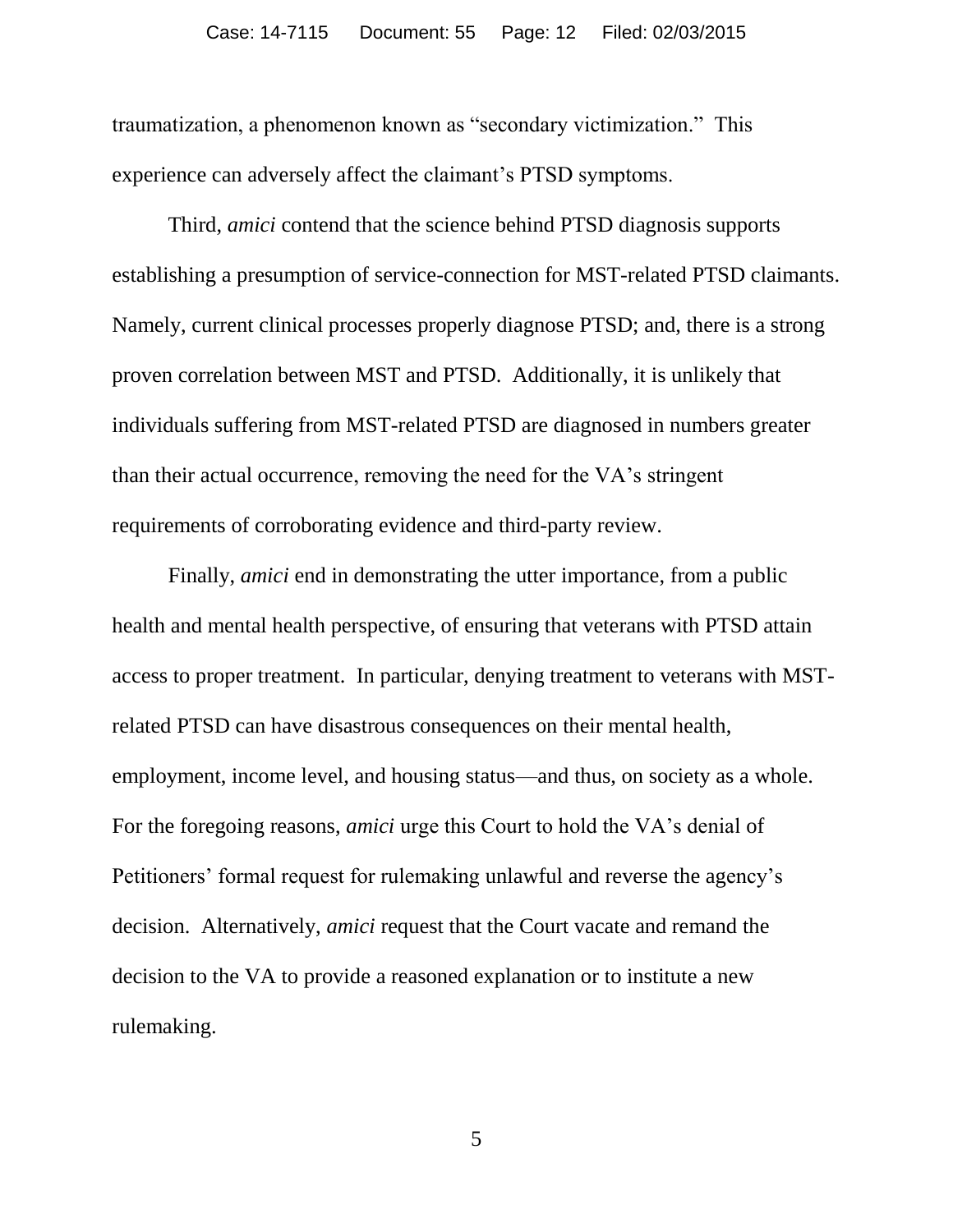traumatization, a phenomenon known as "secondary victimization." This experience can adversely affect the claimant's PTSD symptoms.

Third, *amici* contend that the science behind PTSD diagnosis supports establishing a presumption of service-connection for MST-related PTSD claimants. Namely, current clinical processes properly diagnose PTSD; and, there is a strong proven correlation between MST and PTSD. Additionally, it is unlikely that individuals suffering from MST-related PTSD are diagnosed in numbers greater than their actual occurrence, removing the need for the VA's stringent requirements of corroborating evidence and third-party review.

Finally, *amici* end in demonstrating the utter importance, from a public health and mental health perspective, of ensuring that veterans with PTSD attain access to proper treatment. In particular, denying treatment to veterans with MST-related PTSD can have disastrous consequences on their mental health, employment, income level, and housing status—and thus, on society as a whole. For the foregoing reasons, *amici* urge this Court to hold the VA's denial of Petitioners' formal request for rulemaking unlawful and reverse the agency's decision. Alternatively, *amici* request that the Court vacate and remand the decision to the VA to provide a reasoned explanation or to institute a new rulemaking.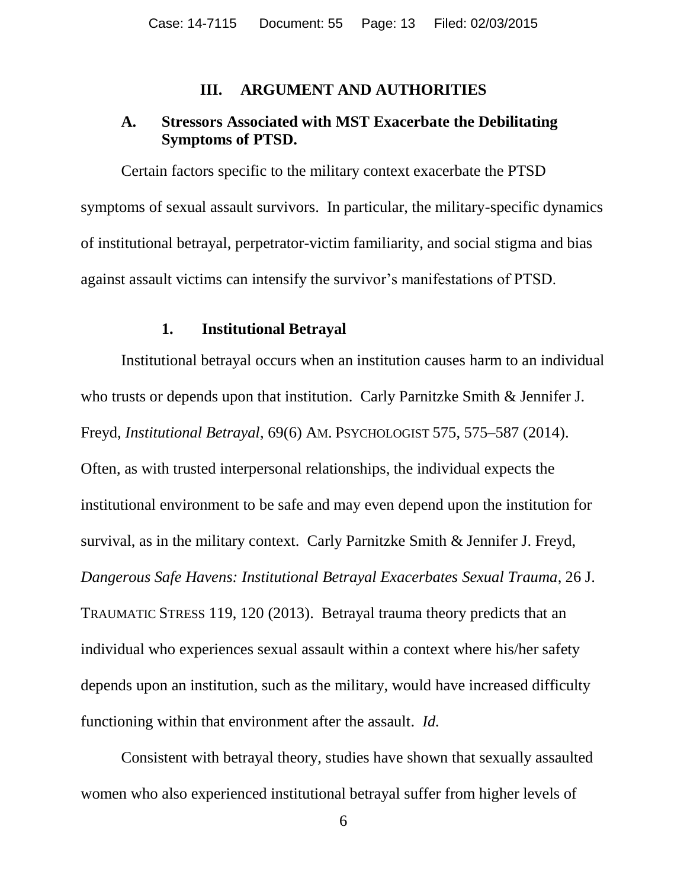## III. ARGUMENT AND AUTHORITIES

### A. Stressors Associated with MST Exacerbate the Debilitating Symptoms of PTSD.

Certain factors specific to the military context exacerbate the PTSD symptoms of sexual assault survivors. In particular, the military-specific dynamics of institutional betrayal, perpetrator-victim familiarity, and social stigma and bias against assault victims can intensify the survivor's manifestations of PTSD.

#### 1. Institutional Betrayal

Institutional betrayal occurs when an institution causes harm to an individual who trusts or depends upon that institution. Carly Parnitzke Smith & Jennifer J. Freyd, *Institutional Betrayal*, 69(6) AM. PSYCHOLOGIST 575, 575–587 (2014). Often, as with trusted interpersonal relationships, the individual expects the institutional environment to be safe and may even depend upon the institution for survival, as in the military context. Carly Parnitzke Smith & Jennifer J. Freyd, *Dangerous Safe Havens: Institutional Betrayal Exacerbates Sexual Trauma*, 26 J. TRAUMATIC STRESS 119, 120 (2013). Betrayal trauma theory predicts that an individual who experiences sexual assault within a context where his/her safety depends upon an institution, such as the military, would have increased difficulty functioning within that environment after the assault. *Id.*

Consistent with betrayal theory, studies have shown that sexually assaulted women who also experienced institutional betrayal suffer from higher levels of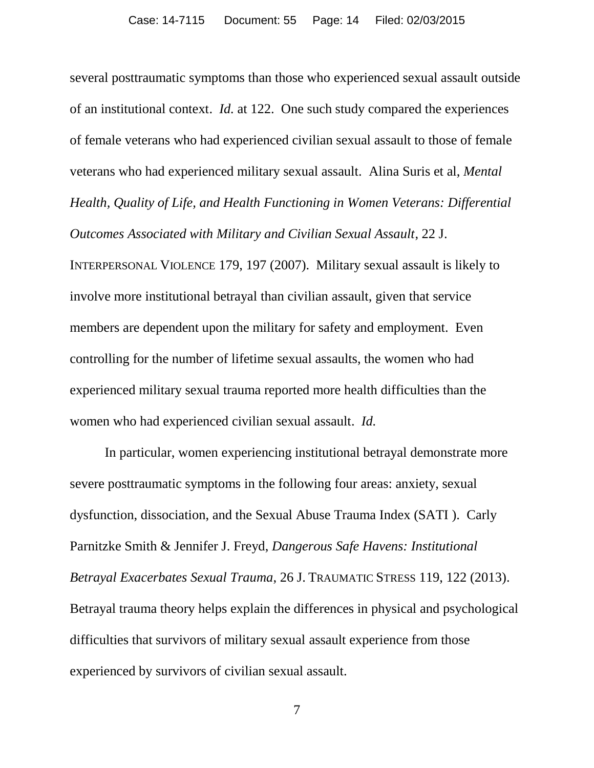several posttraumatic symptoms than those who experienced sexual assault outside of an institutional context. *Id.* at 122. One such study compared the experiences of female veterans who had experienced civilian sexual assault to those of female veterans who had experienced military sexual assault. Alina Suris et al, *Mental Health, Quality of Life, and Health Functioning in Women Veterans: Differential Outcomes Associated with Military and Civilian Sexual Assault*, 22 J. INTERPERSONAL VIOLENCE 179, 197 (2007). Military sexual assault is likely to involve more institutional betrayal than civilian assault, given that service members are dependent upon the military for safety and employment. Even controlling for the number of lifetime sexual assaults, the women who had experienced military sexual trauma reported more health difficulties than the women who had experienced civilian sexual assault. *Id.*

In particular, women experiencing institutional betrayal demonstrate more severe posttraumatic symptoms in the following four areas: anxiety, sexual dysfunction, dissociation, and the Sexual Abuse Trauma Index (SATI ). Carly Parnitzke Smith & Jennifer J. Freyd, *Dangerous Safe Havens: Institutional Betrayal Exacerbates Sexual Trauma*, 26 J. TRAUMATIC STRESS 119, 122 (2013). Betrayal trauma theory helps explain the differences in physical and psychological difficulties that survivors of military sexual assault experience from those experienced by survivors of civilian sexual assault.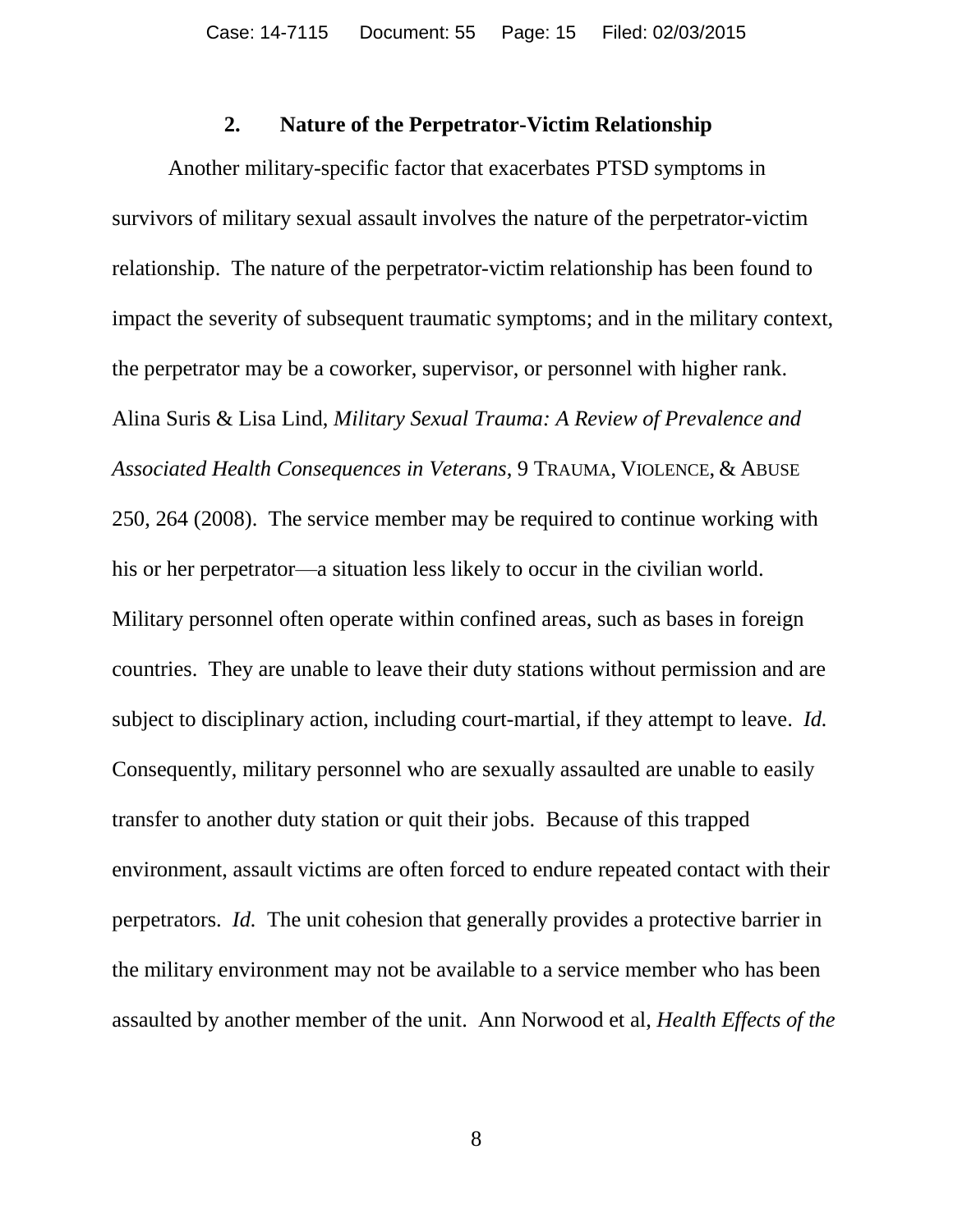### 2. Nature of the Perpetrator-Victim Relationship

Another military-specific factor that exacerbates PTSD symptoms in survivors of military sexual assault involves the nature of the perpetrator-victim relationship. The nature of the perpetrator-victim relationship has been found to impact the severity of subsequent traumatic symptoms; and in the military context, the perpetrator may be a coworker, supervisor, or personnel with higher rank. Alina Suris & Lisa Lind, *Military Sexual Trauma: A Review of Prevalence and Associated Health Consequences in Veterans*, 9 TRAUMA, VIOLENCE, & ABUSE 250, 264 (2008). The service member may be required to continue working with his or her perpetrator—a situation less likely to occur in the civilian world. Military personnel often operate within confined areas, such as bases in foreign countries. They are unable to leave their duty stations without permission and are subject to disciplinary action, including court-martial, if they attempt to leave. *Id.* Consequently, military personnel who are sexually assaulted are unable to easily transfer to another duty station or quit their jobs. Because of this trapped environment, assault victims are often forced to endure repeated contact with their perpetrators. *Id.* The unit cohesion that generally provides a protective barrier in the military environment may not be available to a service member who has been assaulted by another member of the unit. Ann Norwood et al, *Health Effects of the*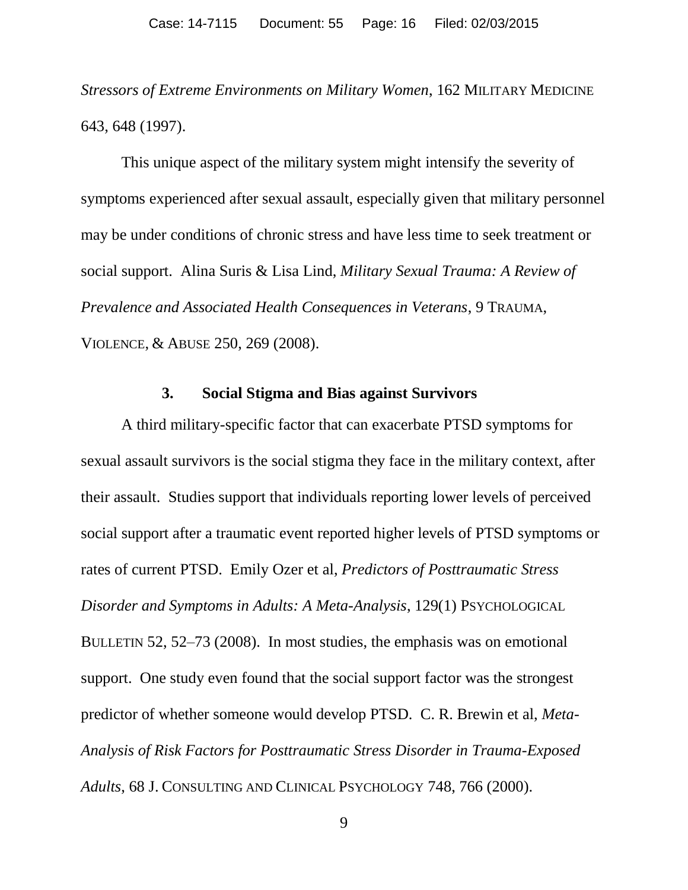*Stressors of Extreme Environments on Military Women*, 162 MILITARY MEDICINE 643, 648 (1997).

This unique aspect of the military system might intensify the severity of symptoms experienced after sexual assault, especially given that military personnel may be under conditions of chronic stress and have less time to seek treatment or social support. Alina Suris & Lisa Lind, *Military Sexual Trauma: A Review of Prevalence and Associated Health Consequences in Veterans*, 9 TRAUMA, VIOLENCE, & ABUSE 250, 269 (2008).

### 3. Social Stigma and Bias against Survivors

A third military-specific factor that can exacerbate PTSD symptoms for sexual assault survivors is the social stigma they face in the military context, after their assault. Studies support that individuals reporting lower levels of perceived social support after a traumatic event reported higher levels of PTSD symptoms or rates of current PTSD. Emily Ozer et al, *Predictors of Posttraumatic Stress Disorder and Symptoms in Adults: A Meta-Analysis*, 129(1) PSYCHOLOGICAL BULLETIN 52, 52–73 (2008). In most studies, the emphasis was on emotional support. One study even found that the social support factor was the strongest predictor of whether someone would develop PTSD. C. R. Brewin et al, *Meta-Analysis of Risk Factors for Posttraumatic Stress Disorder in Trauma-Exposed Adults*, 68 J. CONSULTING AND CLINICAL PSYCHOLOGY 748, 766 (2000).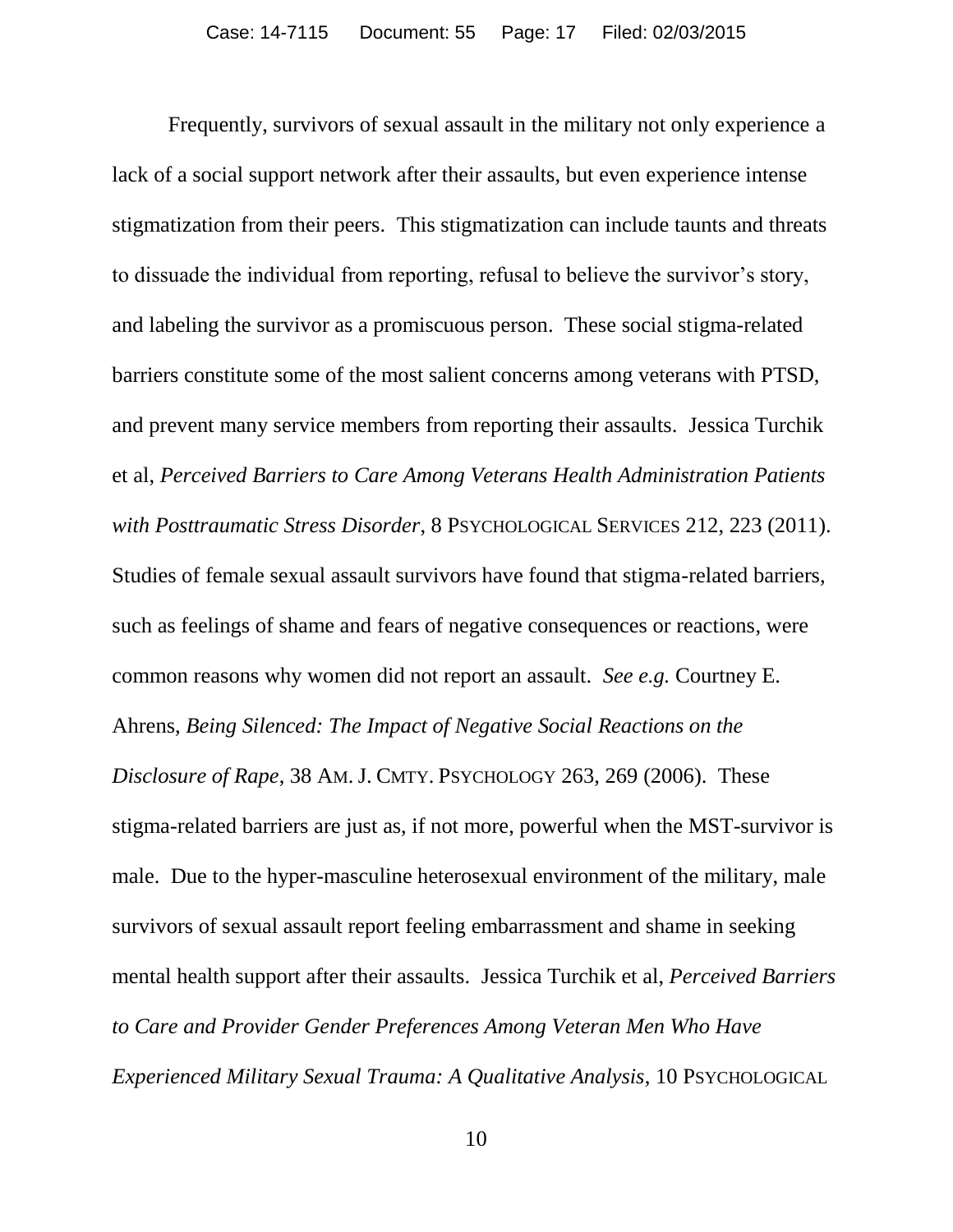Frequently, survivors of sexual assault in the military not only experience a lack of a social support network after their assaults, but even experience intense stigmatization from their peers. This stigmatization can include taunts and threats to dissuade the individual from reporting, refusal to believe the survivor's story, and labeling the survivor as a promiscuous person. These social stigma-related barriers constitute some of the most salient concerns among veterans with PTSD, and prevent many service members from reporting their assaults. Jessica Turchik et al, *Perceived Barriers to Care Among Veterans Health Administration Patients with Posttraumatic Stress Disorder*, 8 PSYCHOLOGICAL SERVICES 212, 223 (2011). Studies of female sexual assault survivors have found that stigma-related barriers, such as feelings of shame and fears of negative consequences or reactions, were common reasons why women did not report an assault. *See e.g.* Courtney E. Ahrens, *Being Silenced: The Impact of Negative Social Reactions on the Disclosure of Rape*, 38 AM. J. CMTY. PSYCHOLOGY 263, 269 (2006). These stigma-related barriers are just as, if not more, powerful when the MST-survivor is male. Due to the hyper-masculine heterosexual environment of the military, male survivors of sexual assault report feeling embarrassment and shame in seeking mental health support after their assaults. Jessica Turchik et al, *Perceived Barriers to Care and Provider Gender Preferences Among Veteran Men Who Have Experienced Military Sexual Trauma: A Qualitative Analysis*, 10 PSYCHOLOGICAL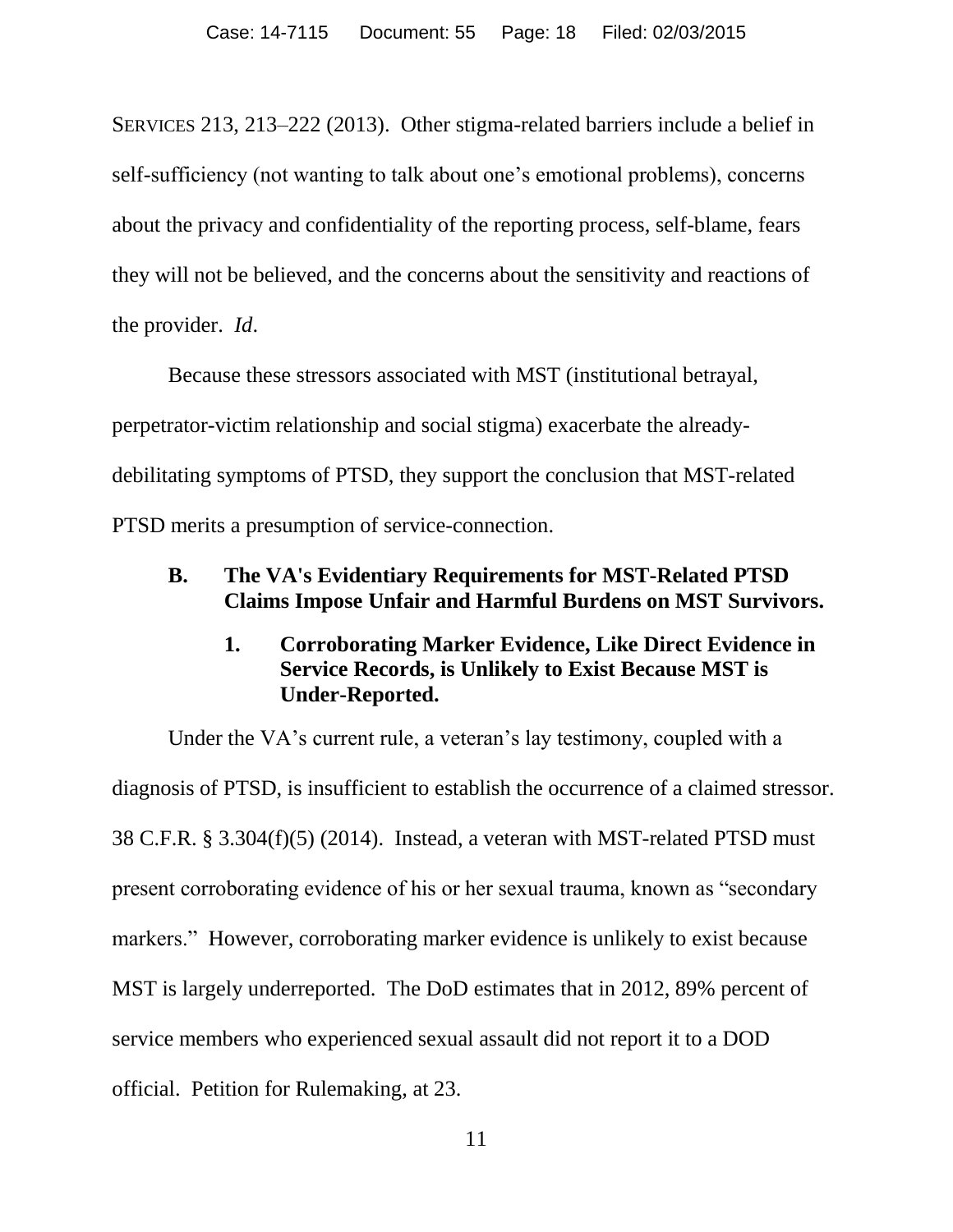SERVICES 213, 213–222 (2013). Other stigma-related barriers include a belief in self-sufficiency (not wanting to talk about one's emotional problems), concerns about the privacy and confidentiality of the reporting process, self-blame, fears they will not be believed, and the concerns about the sensitivity and reactions of the provider. *Id*.

Because these stressors associated with MST (institutional betrayal, perpetrator-victim relationship and social stigma) exacerbate the already-debilitating symptoms of PTSD, they support the conclusion that MST-related PTSD merits a presumption of service-connection.

### B. The VA's Evidentiary Requirements for MST-Related PTSD Claims Impose Unfair and Harmful Burdens on MST Survivors.

#### 1. Corroborating Marker Evidence, Like Direct Evidence in Service Records, is Unlikely to Exist Because MST is Under-Reported.

Under the VA's current rule, a veteran's lay testimony, coupled with a diagnosis of PTSD, is insufficient to establish the occurrence of a claimed stressor. 38 C.F.R. § 3.304(f)(5) (2014). Instead, a veteran with MST-related PTSD must present corroborating evidence of his or her sexual trauma, known as "secondary markers." However, corroborating marker evidence is unlikely to exist because MST is largely underreported. The DoD estimates that in 2012, 89% percent of service members who experienced sexual assault did not report it to a DOD official. Petition for Rulemaking, at 23.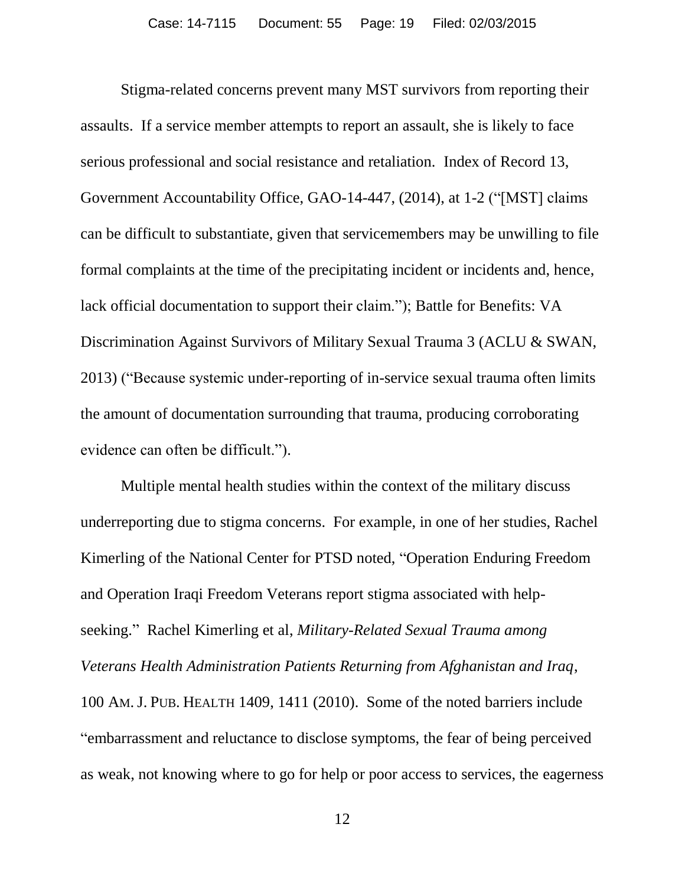Stigma-related concerns prevent many MST survivors from reporting their assaults. If a service member attempts to report an assault, she is likely to face serious professional and social resistance and retaliation. Index of Record 13, Government Accountability Office, GAO-14-447, (2014), at 1-2 ("[MST] claims can be difficult to substantiate, given that servicemembers may be unwilling to file formal complaints at the time of the precipitating incident or incidents and, hence, lack official documentation to support their claim."); Battle for Benefits: VA Discrimination Against Survivors of Military Sexual Trauma 3 (ACLU & SWAN, 2013) ("Because systemic under-reporting of in-service sexual trauma often limits the amount of documentation surrounding that trauma, producing corroborating evidence can often be difficult.").

Multiple mental health studies within the context of the military discuss underreporting due to stigma concerns. For example, in one of her studies, Rachel Kimerling of the National Center for PTSD noted, "Operation Enduring Freedom and Operation Iraqi Freedom Veterans report stigma associated with help-seeking." Rachel Kimerling et al, *Military-Related Sexual Trauma among Veterans Health Administration Patients Returning from Afghanistan and Iraq*, 100 AM. J. PUB. HEALTH 1409, 1411 (2010). Some of the noted barriers include "embarrassment and reluctance to disclose symptoms, the fear of being perceived as weak, not knowing where to go for help or poor access to services, the eagerness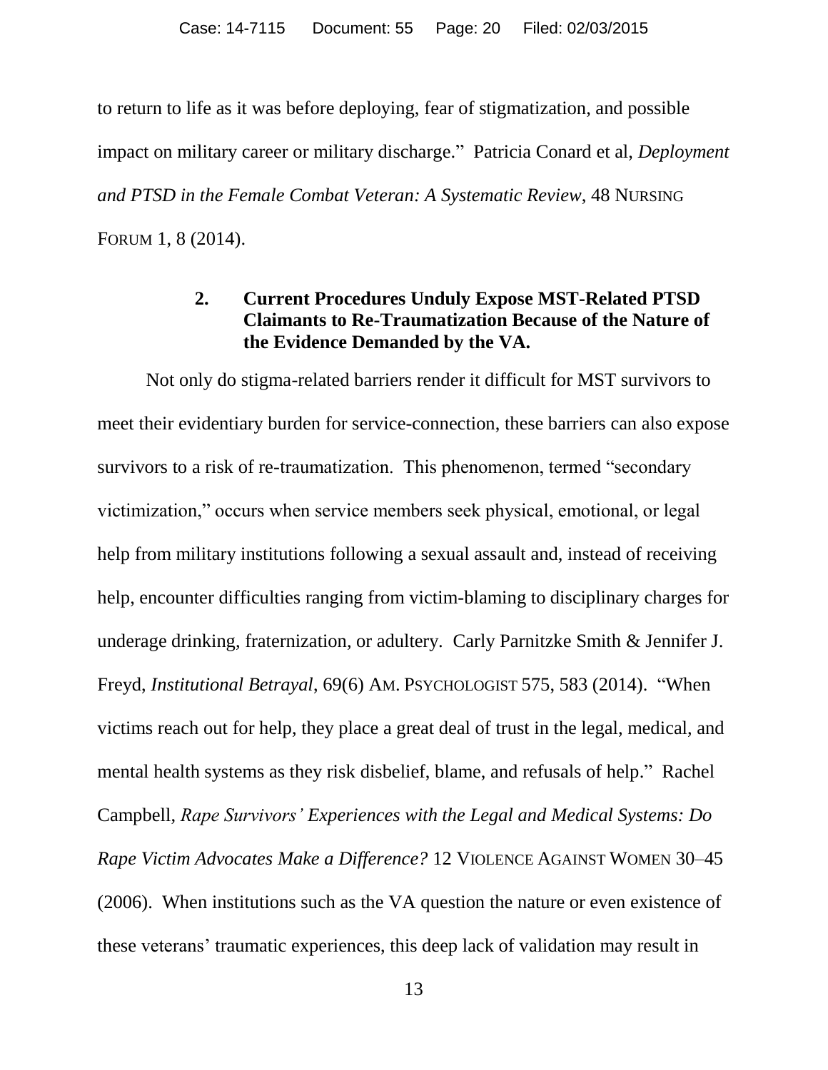to return to life as it was before deploying, fear of stigmatization, and possible impact on military career or military discharge." Patricia Conard et al, *Deployment and PTSD in the Female Combat Veteran: A Systematic Review*, 48 NURSING FORUM 1, 8 (2014).

### 2. Current Procedures Unduly Expose MST-Related PTSD Claimants to Re-Traumatization Because of the Nature of the Evidence Demanded by the VA.

Not only do stigma-related barriers render it difficult for MST survivors to meet their evidentiary burden for service-connection, these barriers can also expose survivors to a risk of re-traumatization. This phenomenon, termed "secondary victimization," occurs when service members seek physical, emotional, or legal help from military institutions following a sexual assault and, instead of receiving help, encounter difficulties ranging from victim-blaming to disciplinary charges for underage drinking, fraternization, or adultery. Carly Parnitzke Smith & Jennifer J. Freyd, *Institutional Betrayal*, 69(6) AM. PSYCHOLOGIST 575, 583 (2014). "When victims reach out for help, they place a great deal of trust in the legal, medical, and mental health systems as they risk disbelief, blame, and refusals of help." Rachel Campbell, *Rape Survivors' Experiences with the Legal and Medical Systems: Do Rape Victim Advocates Make a Difference?* 12 VIOLENCE AGAINST WOMEN 30–45 (2006). When institutions such as the VA question the nature or even existence of these veterans' traumatic experiences, this deep lack of validation may result in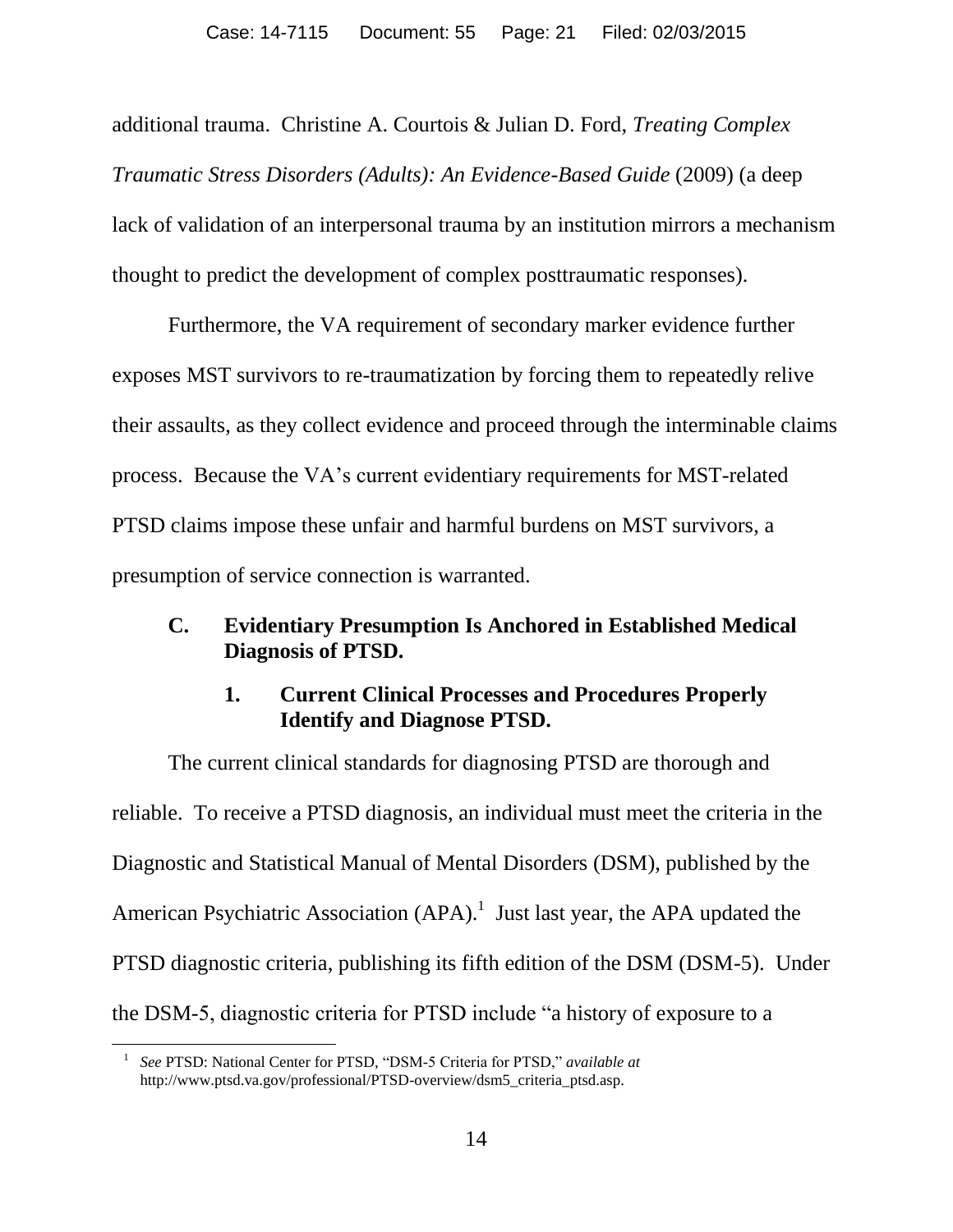additional trauma. Christine A. Courtois & Julian D. Ford, *Treating Complex Traumatic Stress Disorders (Adults): An Evidence-Based Guide* (2009) (a deep lack of validation of an interpersonal trauma by an institution mirrors a mechanism thought to predict the development of complex posttraumatic responses).

Furthermore, the VA requirement of secondary marker evidence further exposes MST survivors to re-traumatization by forcing them to repeatedly relive their assaults, as they collect evidence and proceed through the interminable claims process. Because the VA's current evidentiary requirements for MST-related PTSD claims impose these unfair and harmful burdens on MST survivors, a presumption of service connection is warranted.

### C. Evidentiary Presumption Is Anchored in Established Medical Diagnosis of PTSD.

#### 1. Current Clinical Processes and Procedures Properly Identify and Diagnose PTSD.

The current clinical standards for diagnosing PTSD are thorough and reliable. To receive a PTSD diagnosis, an individual must meet the criteria in the Diagnostic and Statistical Manual of Mental Disorders (DSM), published by the American Psychiatric Association (APA).[1] Just last year, the APA updated the PTSD diagnostic criteria, publishing its fifth edition of the DSM (DSM-5). Under the DSM-5, diagnostic criteria for PTSD include "a history of exposure to a

---

[1] *See* PTSD: National Center for PTSD, "DSM-5 Criteria for PTSD," *available at* http://www.ptsd.va.gov/professional/PTSD-overview/dsm5_criteria_ptsd.asp.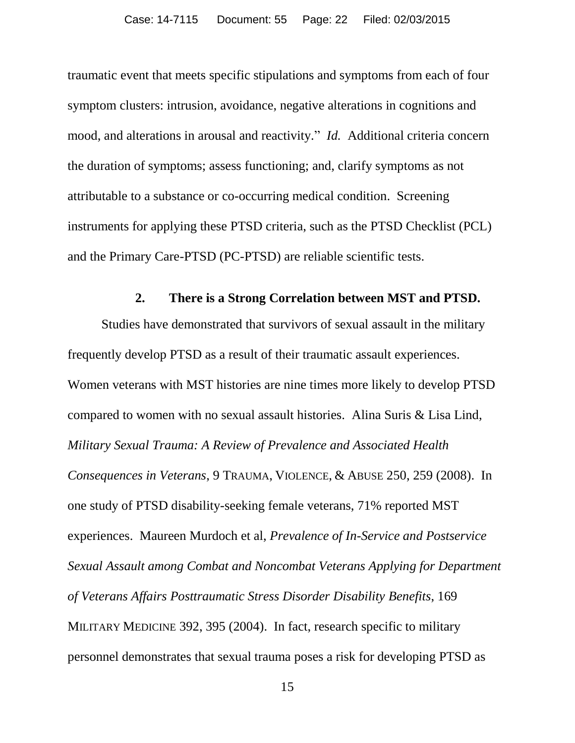traumatic event that meets specific stipulations and symptoms from each of four symptom clusters: intrusion, avoidance, negative alterations in cognitions and mood, and alterations in arousal and reactivity." *Id.* Additional criteria concern the duration of symptoms; assess functioning; and, clarify symptoms as not attributable to a substance or co-occurring medical condition. Screening instruments for applying these PTSD criteria, such as the PTSD Checklist (PCL) and the Primary Care-PTSD (PC-PTSD) are reliable scientific tests.

### 2. There is a Strong Correlation between MST and PTSD.

Studies have demonstrated that survivors of sexual assault in the military frequently develop PTSD as a result of their traumatic assault experiences. Women veterans with MST histories are nine times more likely to develop PTSD compared to women with no sexual assault histories. Alina Suris & Lisa Lind, *Military Sexual Trauma: A Review of Prevalence and Associated Health Consequences in Veterans*, 9 TRAUMA, VIOLENCE, & ABUSE 250, 259 (2008). In one study of PTSD disability-seeking female veterans, 71% reported MST experiences. Maureen Murdoch et al, *Prevalence of In-Service and Postservice Sexual Assault among Combat and Noncombat Veterans Applying for Department of Veterans Affairs Posttraumatic Stress Disorder Disability Benefits*, 169 MILITARY MEDICINE 392, 395 (2004). In fact, research specific to military personnel demonstrates that sexual trauma poses a risk for developing PTSD as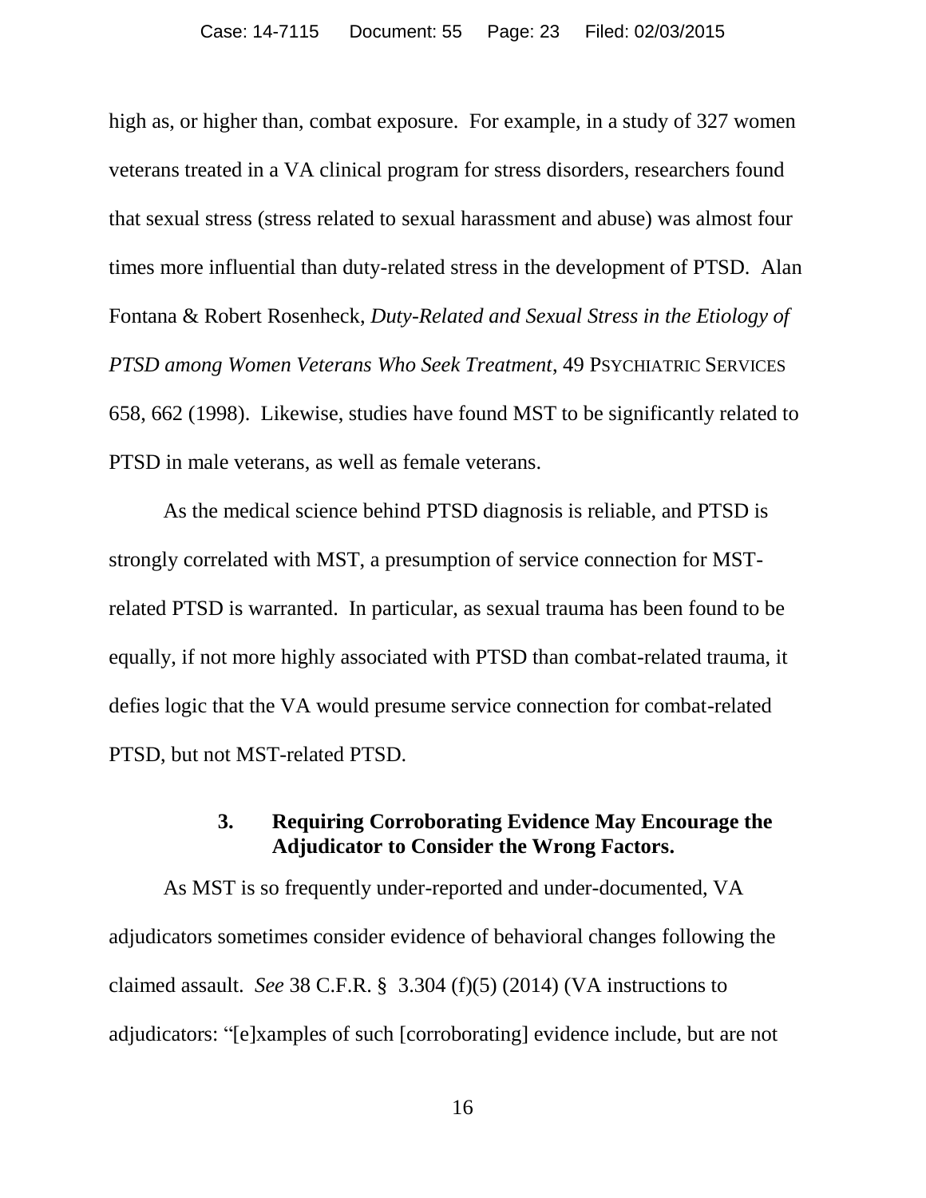high as, or higher than, combat exposure. For example, in a study of 327 women veterans treated in a VA clinical program for stress disorders, researchers found that sexual stress (stress related to sexual harassment and abuse) was almost four times more influential than duty-related stress in the development of PTSD. Alan Fontana & Robert Rosenheck, *Duty-Related and Sexual Stress in the Etiology of PTSD among Women Veterans Who Seek Treatment*, 49 PSYCHIATRIC SERVICES 658, 662 (1998). Likewise, studies have found MST to be significantly related to PTSD in male veterans, as well as female veterans.

As the medical science behind PTSD diagnosis is reliable, and PTSD is strongly correlated with MST, a presumption of service connection for MST-related PTSD is warranted. In particular, as sexual trauma has been found to be equally, if not more highly associated with PTSD than combat-related trauma, it defies logic that the VA would presume service connection for combat-related PTSD, but not MST-related PTSD.

### 3. Requiring Corroborating Evidence May Encourage the Adjudicator to Consider the Wrong Factors.

As MST is so frequently under-reported and under-documented, VA adjudicators sometimes consider evidence of behavioral changes following the claimed assault. *See* 38 C.F.R. § 3.304 (f)(5) (2014) (VA instructions to adjudicators: "[e]xamples of such [corroborating] evidence include, but are not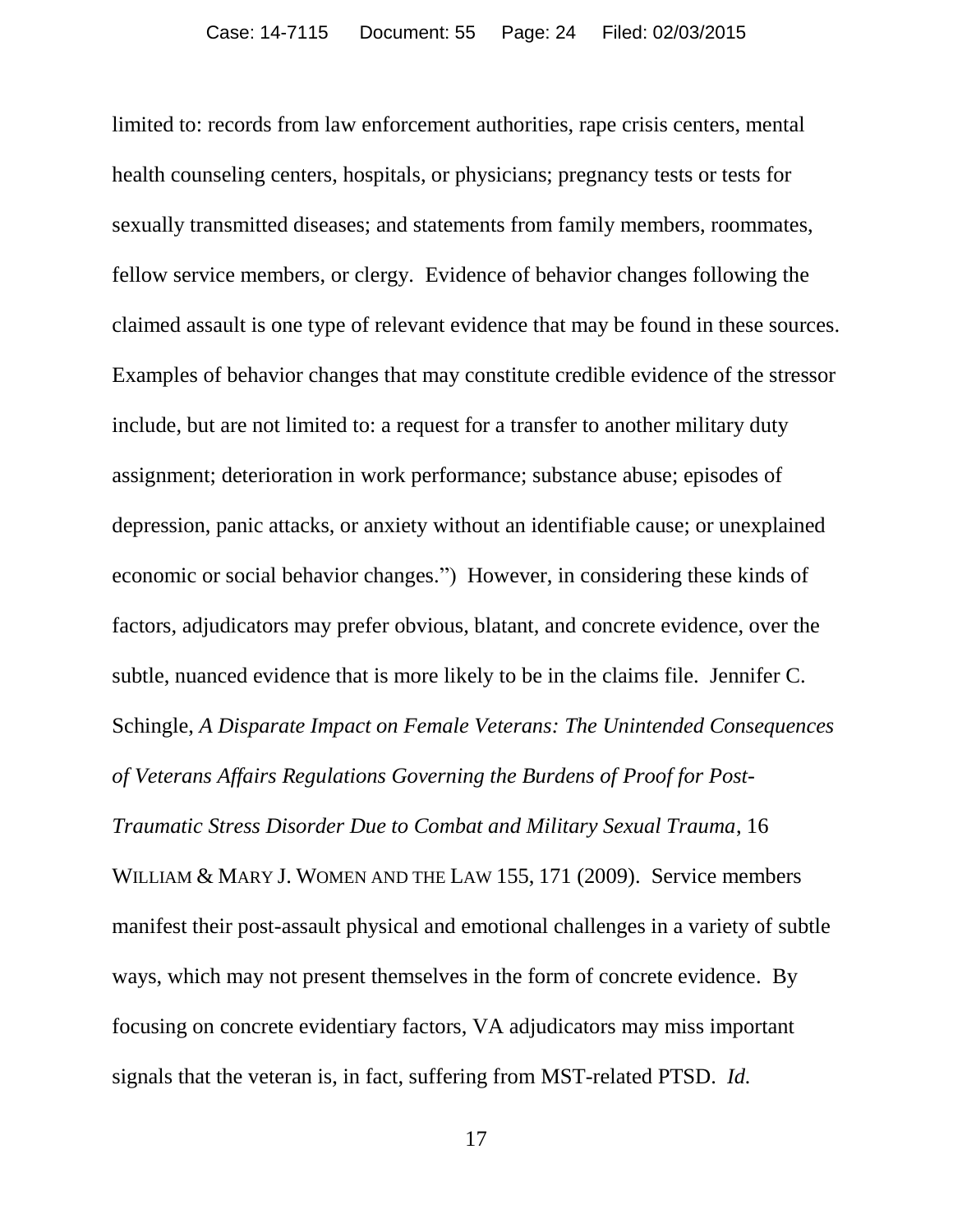limited to: records from law enforcement authorities, rape crisis centers, mental health counseling centers, hospitals, or physicians; pregnancy tests or tests for sexually transmitted diseases; and statements from family members, roommates, fellow service members, or clergy. Evidence of behavior changes following the claimed assault is one type of relevant evidence that may be found in these sources. Examples of behavior changes that may constitute credible evidence of the stressor include, but are not limited to: a request for a transfer to another military duty assignment; deterioration in work performance; substance abuse; episodes of depression, panic attacks, or anxiety without an identifiable cause; or unexplained economic or social behavior changes.") However, in considering these kinds of factors, adjudicators may prefer obvious, blatant, and concrete evidence, over the subtle, nuanced evidence that is more likely to be in the claims file. Jennifer C. Schingle, *A Disparate Impact on Female Veterans: The Unintended Consequences of Veterans Affairs Regulations Governing the Burdens of Proof for Post-Traumatic Stress Disorder Due to Combat and Military Sexual Trauma*, 16 WILLIAM & MARY J. WOMEN AND THE LAW 155, 171 (2009). Service members manifest their post-assault physical and emotional challenges in a variety of subtle ways, which may not present themselves in the form of concrete evidence. By focusing on concrete evidentiary factors, VA adjudicators may miss important signals that the veteran is, in fact, suffering from MST-related PTSD. *Id.*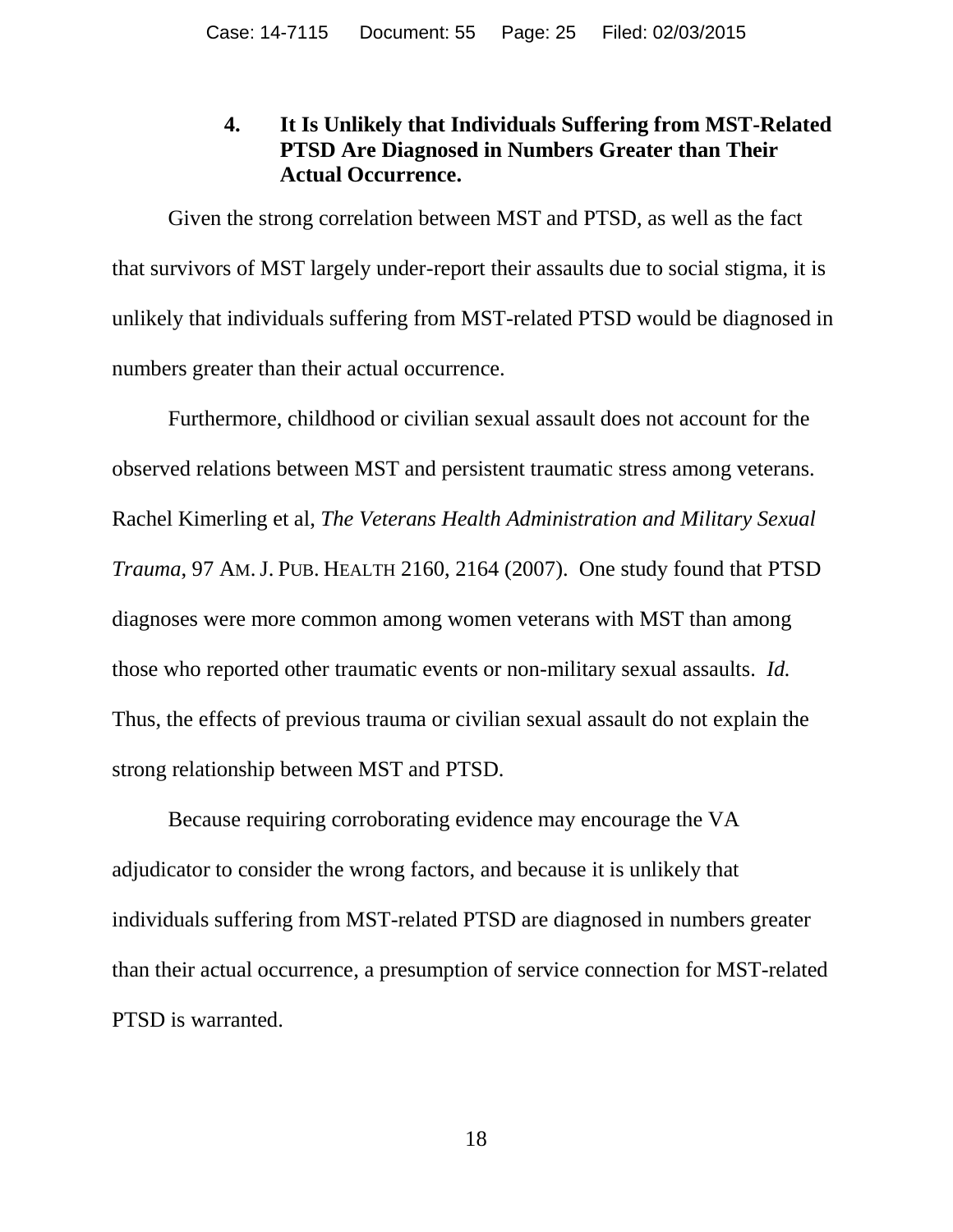### 4. It Is Unlikely that Individuals Suffering from MST-Related PTSD Are Diagnosed in Numbers Greater than Their Actual Occurrence.

Given the strong correlation between MST and PTSD, as well as the fact that survivors of MST largely under-report their assaults due to social stigma, it is unlikely that individuals suffering from MST-related PTSD would be diagnosed in numbers greater than their actual occurrence.

Furthermore, childhood or civilian sexual assault does not account for the observed relations between MST and persistent traumatic stress among veterans. Rachel Kimerling et al, *The Veterans Health Administration and Military Sexual Trauma*, 97 AM. J. PUB. HEALTH 2160, 2164 (2007). One study found that PTSD diagnoses were more common among women veterans with MST than among those who reported other traumatic events or non-military sexual assaults. *Id.* Thus, the effects of previous trauma or civilian sexual assault do not explain the strong relationship between MST and PTSD.

Because requiring corroborating evidence may encourage the VA adjudicator to consider the wrong factors, and because it is unlikely that individuals suffering from MST-related PTSD are diagnosed in numbers greater than their actual occurrence, a presumption of service connection for MST-related PTSD is warranted.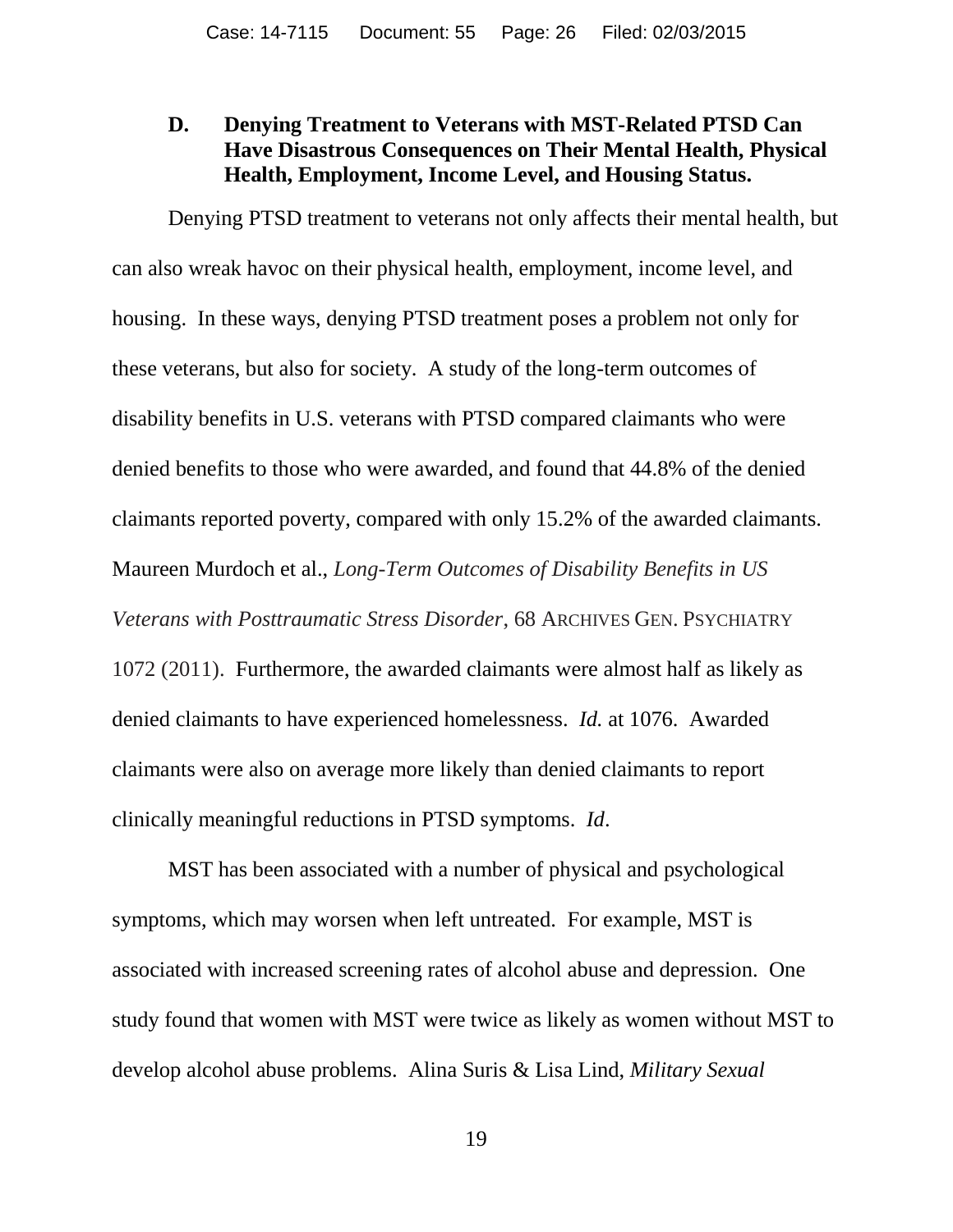### D. Denying Treatment to Veterans with MST-Related PTSD Can Have Disastrous Consequences on Their Mental Health, Physical Health, Employment, Income Level, and Housing Status.

Denying PTSD treatment to veterans not only affects their mental health, but can also wreak havoc on their physical health, employment, income level, and housing. In these ways, denying PTSD treatment poses a problem not only for these veterans, but also for society. A study of the long-term outcomes of disability benefits in U.S. veterans with PTSD compared claimants who were denied benefits to those who were awarded, and found that 44.8% of the denied claimants reported poverty, compared with only 15.2% of the awarded claimants. Maureen Murdoch et al., *Long-Term Outcomes of Disability Benefits in US Veterans with Posttraumatic Stress Disorder*, 68 ARCHIVES GEN. PSYCHIATRY 1072 (2011). Furthermore, the awarded claimants were almost half as likely as denied claimants to have experienced homelessness. *Id.* at 1076. Awarded claimants were also on average more likely than denied claimants to report clinically meaningful reductions in PTSD symptoms. *Id*.

MST has been associated with a number of physical and psychological symptoms, which may worsen when left untreated. For example, MST is associated with increased screening rates of alcohol abuse and depression. One study found that women with MST were twice as likely as women without MST to develop alcohol abuse problems. Alina Suris & Lisa Lind, *Military Sexual*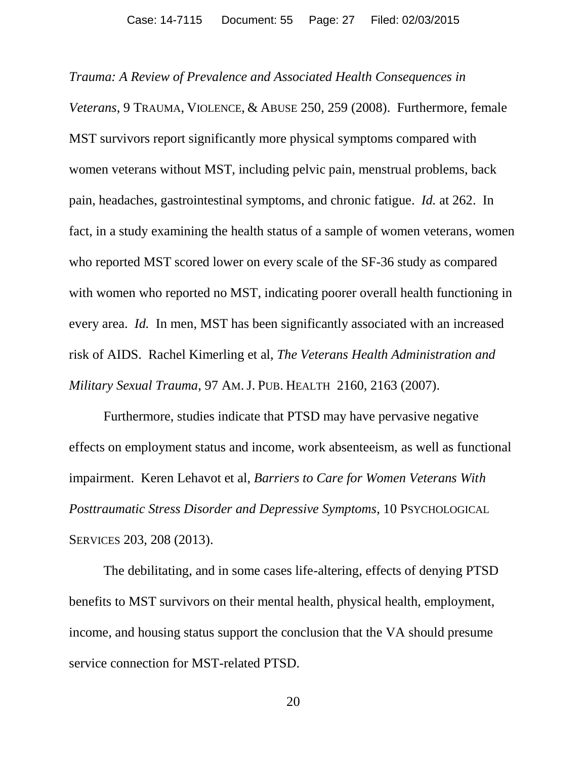*Trauma: A Review of Prevalence and Associated Health Consequences in Veterans*, 9 TRAUMA, VIOLENCE, & ABUSE 250, 259 (2008). Furthermore, female MST survivors report significantly more physical symptoms compared with women veterans without MST, including pelvic pain, menstrual problems, back pain, headaches, gastrointestinal symptoms, and chronic fatigue. *Id.* at 262. In fact, in a study examining the health status of a sample of women veterans, women who reported MST scored lower on every scale of the SF-36 study as compared with women who reported no MST, indicating poorer overall health functioning in every area. *Id.* In men, MST has been significantly associated with an increased risk of AIDS. Rachel Kimerling et al, *The Veterans Health Administration and Military Sexual Trauma*, 97 AM. J. PUB. HEALTH 2160, 2163 (2007).

Furthermore, studies indicate that PTSD may have pervasive negative effects on employment status and income, work absenteeism, as well as functional impairment. Keren Lehavot et al, *Barriers to Care for Women Veterans With Posttraumatic Stress Disorder and Depressive Symptoms*, 10 PSYCHOLOGICAL SERVICES 203, 208 (2013).

The debilitating, and in some cases life-altering, effects of denying PTSD benefits to MST survivors on their mental health, physical health, employment, income, and housing status support the conclusion that the VA should presume service connection for MST-related PTSD.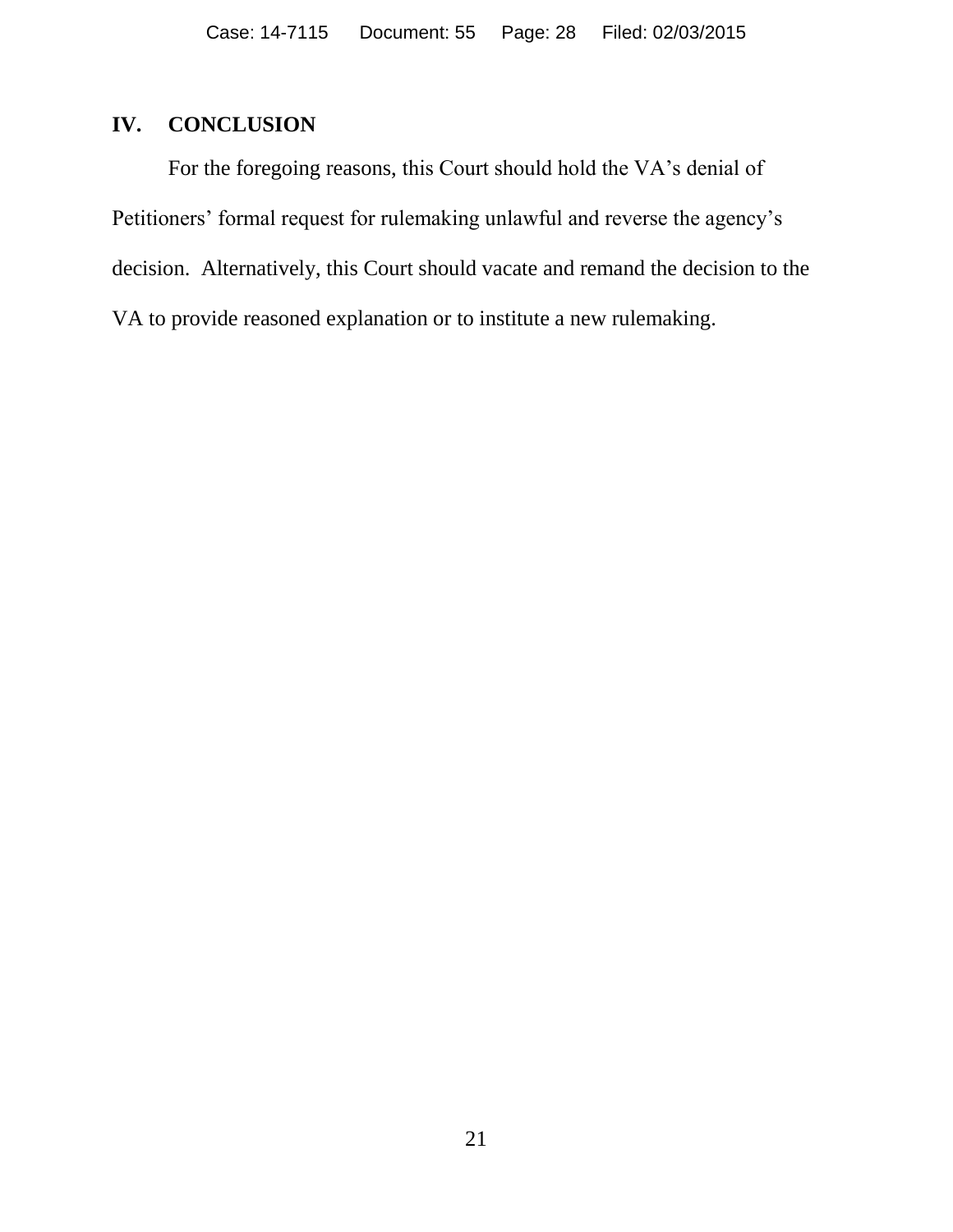## IV. CONCLUSION

For the foregoing reasons, this Court should hold the VA's denial of Petitioners' formal request for rulemaking unlawful and reverse the agency's decision. Alternatively, this Court should vacate and remand the decision to the VA to provide reasoned explanation or to institute a new rulemaking.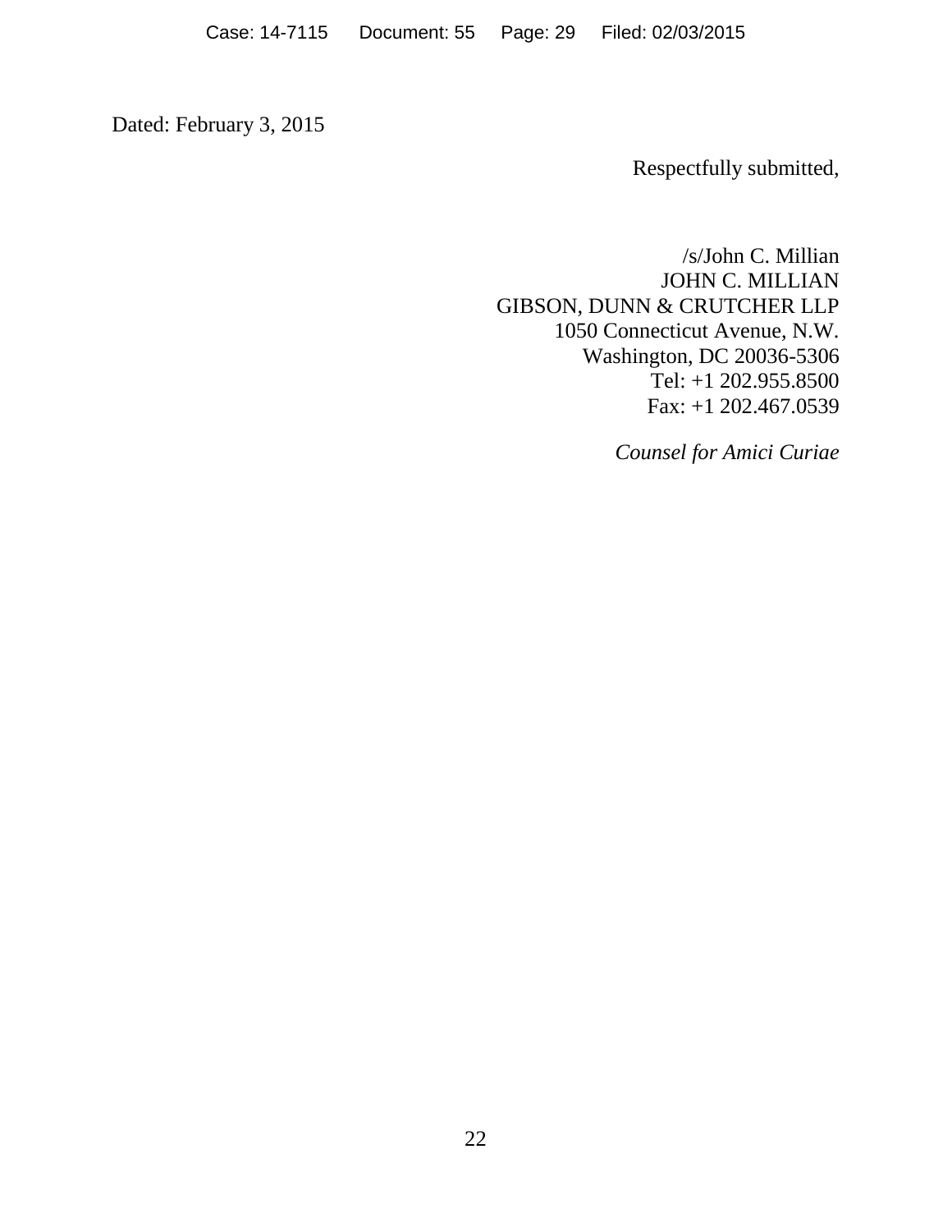Dated: February 3, 2015

Respectfully submitted,

/s/John C. Millian
JOHN C. MILLIAN
GIBSON, DUNN & CRUTCHER LLP
1050 Connecticut Avenue, N.W.
Washington, DC 20036-5306
Tel: +1 202.955.8500
Fax: +1 202.467.0539

*Counsel for Amici Curiae*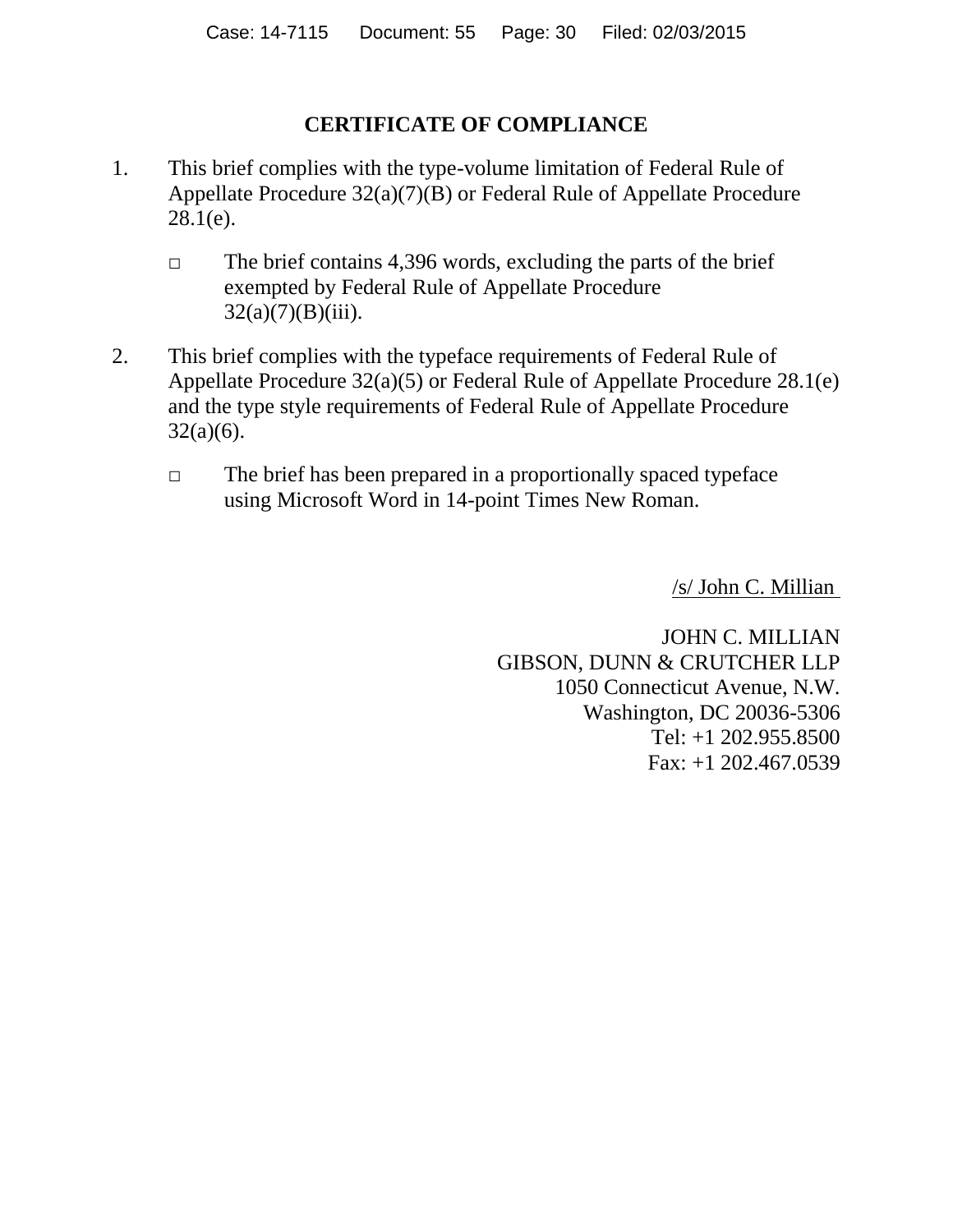# CERTIFICATE OF COMPLIANCE

1. This brief complies with the type-volume limitation of Federal Rule of Appellate Procedure 32(a)(7)(B) or Federal Rule of Appellate Procedure 28.1(e).

   □ The brief contains 4,396 words, excluding the parts of the brief exempted by Federal Rule of Appellate Procedure 32(a)(7)(B)(iii).

2. This brief complies with the typeface requirements of Federal Rule of Appellate Procedure 32(a)(5) or Federal Rule of Appellate Procedure 28.1(e) and the type style requirements of Federal Rule of Appellate Procedure 32(a)(6).

   □ The brief has been prepared in a proportionally spaced typeface using Microsoft Word in 14-point Times New Roman.

/s/ John C. Millian

JOHN C. MILLIAN
GIBSON, DUNN & CRUTCHER LLP
1050 Connecticut Avenue, N.W.
Washington, DC 20036-5306
Tel: +1 202.955.8500
Fax: +1 202.467.0539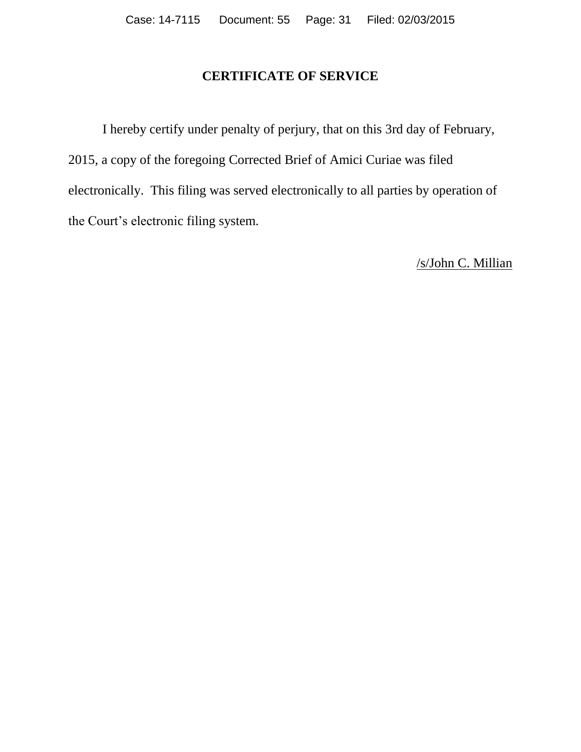# CERTIFICATE OF SERVICE

I hereby certify under penalty of perjury, that on this 3rd day of February, 2015, a copy of the foregoing Corrected Brief of Amici Curiae was filed electronically. This filing was served electronically to all parties by operation of the Court's electronic filing system.

/s/John C. Millian